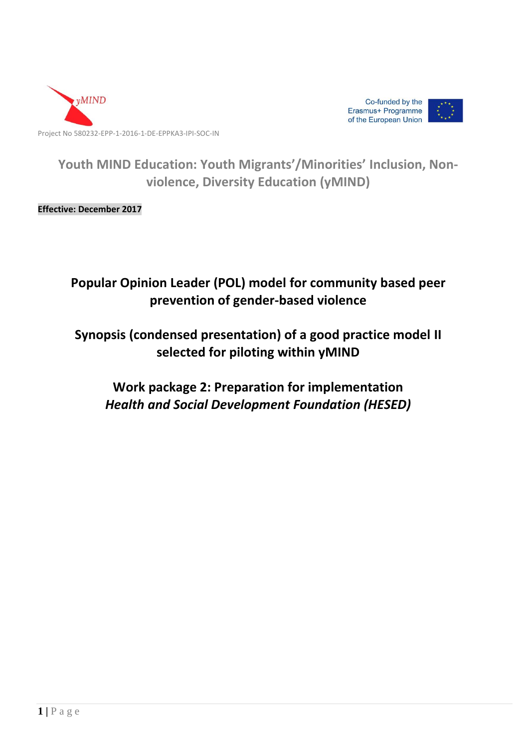yMIND

Co-funded by the Erasmus+ Programme of the European Union

Project No 580232-EPP-1-2016-1-DE-EPPKA3-IPI-SOC-IN

# Youth MIND Education: Youth Migrants'/Minorities' Inclusion, Non-violence, Diversity Education (yMIND)

**Effective: December 2017**

## Popular Opinion Leader (POL) model for community based peer prevention of gender-based violence

## Synopsis (condensed presentation) of a good practice model II selected for piloting within yMIND

## Work package 2: Preparation for implementation

***Health and Social Development Foundation (HESED)***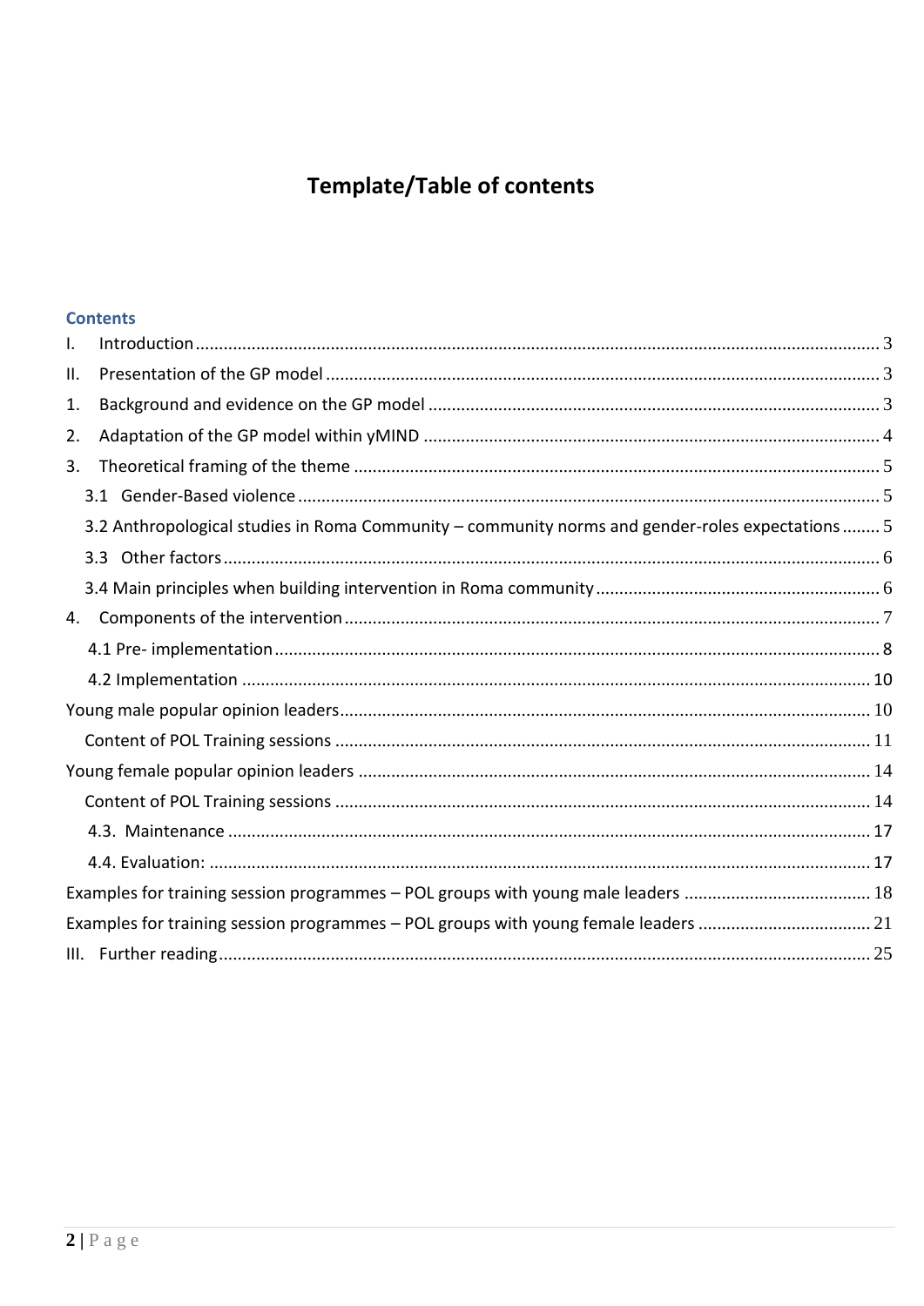# Template/Table of contents

## Contents

- I. Introduction ... 3
- II. Presentation of the GP model ... 3
- 1. Background and evidence on the GP model ... 3
- 2. Adaptation of the GP model within yMIND ... 4
- 3. Theoretical framing of the theme ... 5
  - 3.1 Gender-Based violence ... 5
  - 3.2 Anthropological studies in Roma Community – community norms and gender-roles expectations ... 5
  - 3.3 Other factors ... 6
  - 3.4 Main principles when building intervention in Roma community ... 6
- 4. Components of the intervention ... 7
  - 4.1 Pre- implementation ... 8
  - 4.2 Implementation ... 10
- Young male popular opinion leaders ... 10
  - Content of POL Training sessions ... 11
- Young female popular opinion leaders ... 14
  - Content of POL Training sessions ... 14
  - 4.3. Maintenance ... 17
  - 4.4. Evaluation: ... 17
- Examples for training session programmes – POL groups with young male leaders ... 18
- Examples for training session programmes – POL groups with young female leaders ... 21
- III. Further reading ... 25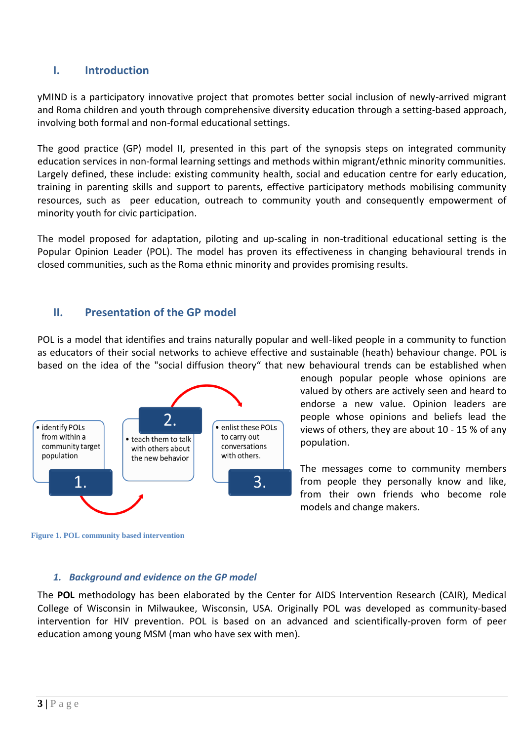## I. Introduction

yMIND is a participatory innovative project that promotes better social inclusion of newly-arrived migrant and Roma children and youth through comprehensive diversity education through a setting-based approach, involving both formal and non-formal educational settings.

The good practice (GP) model II, presented in this part of the synopsis steps on integrated community education services in non-formal learning settings and methods within migrant/ethnic minority communities. Largely defined, these include: existing community health, social and education centre for early education, training in parenting skills and support to parents, effective participatory methods mobilising community resources, such as peer education, outreach to community youth and consequently empowerment of minority youth for civic participation.

The model proposed for adaptation, piloting and up-scaling in non-traditional educational setting is the Popular Opinion Leader (POL). The model has proven its effectiveness in changing behavioural trends in closed communities, such as the Roma ethnic minority and provides promising results.

## II. Presentation of the GP model

POL is a model that identifies and trains naturally popular and well-liked people in a community to function as educators of their social networks to achieve effective and sustainable (heath) behaviour change. POL is based on the idea of the "social diffusion theory" that new behavioural trends can be established when enough popular people whose opinions are valued by others are actively seen and heard to endorse a new value. Opinion leaders are people whose opinions and beliefs lead the views of others, they are about 10 - 15 % of any population.

The messages come to community members from people they personally know and like, from their own friends who become role models and change makers.

1. identify POLs from within a community target population
2. teach them to talk with others about the new behavior
3. enlist these POLs to carry out conversations with others.

Figure 1. POL community based intervention

### *1. Background and evidence on the GP model*

The **POL** methodology has been elaborated by the Center for AIDS Intervention Research (CAIR), Medical College of Wisconsin in Milwaukee, Wisconsin, USA. Originally POL was developed as community-based intervention for HIV prevention. POL is based on an advanced and scientifically-proven form of peer education among young MSM (man who have sex with men).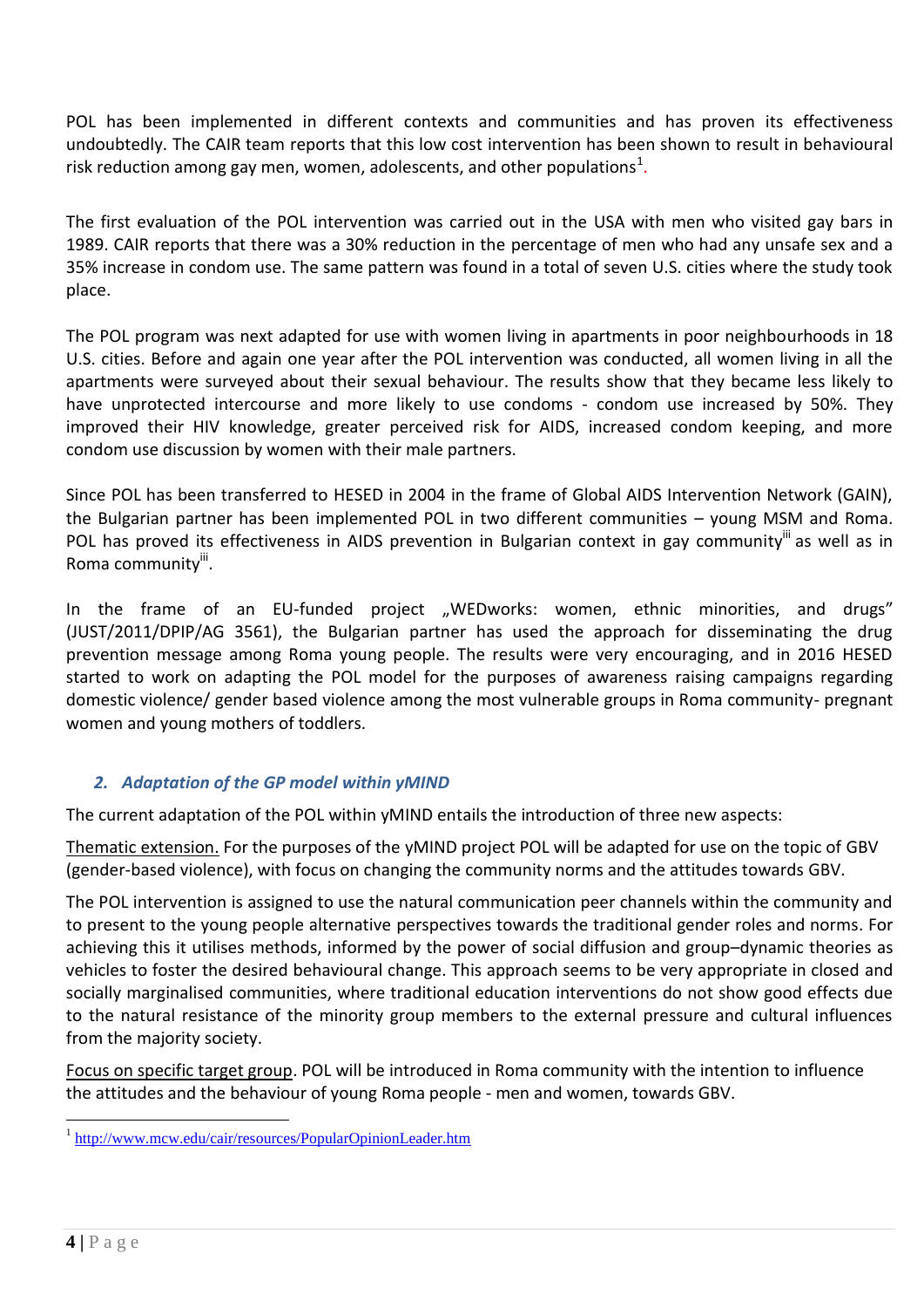POL has been implemented in different contexts and communities and has proven its effectiveness undoubtedly. The CAIR team reports that this low cost intervention has been shown to result in behavioural risk reduction among gay men, women, adolescents, and other populations[1].

The first evaluation of the POL intervention was carried out in the USA with men who visited gay bars in 1989. CAIR reports that there was a 30% reduction in the percentage of men who had any unsafe sex and a 35% increase in condom use. The same pattern was found in a total of seven U.S. cities where the study took place.

The POL program was next adapted for use with women living in apartments in poor neighbourhoods in 18 U.S. cities. Before and again one year after the POL intervention was conducted, all women living in all the apartments were surveyed about their sexual behaviour. The results show that they became less likely to have unprotected intercourse and more likely to use condoms - condom use increased by 50%. They improved their HIV knowledge, greater perceived risk for AIDS, increased condom keeping, and more condom use discussion by women with their male partners.

Since POL has been transferred to HESED in 2004 in the frame of Global AIDS Intervention Network (GAIN), the Bulgarian partner has been implemented POL in two different communities – young MSM and Roma. POL has proved its effectiveness in AIDS prevention in Bulgarian context in gay community[iii] as well as in Roma community[iii].

In the frame of an EU-funded project „WEDworks: women, ethnic minorities, and drugs" (JUST/2011/DPIP/AG 3561), the Bulgarian partner has used the approach for disseminating the drug prevention message among Roma young people. The results were very encouraging, and in 2016 HESED started to work on adapting the POL model for the purposes of awareness raising campaigns regarding domestic violence/ gender based violence among the most vulnerable groups in Roma community- pregnant women and young mothers of toddlers.

## *2. Adaptation of the GP model within yMIND*

The current adaptation of the POL within yMIND entails the introduction of three new aspects:

<u>Thematic extension.</u> For the purposes of the yMIND project POL will be adapted for use on the topic of GBV (gender-based violence), with focus on changing the community norms and the attitudes towards GBV.

The POL intervention is assigned to use the natural communication peer channels within the community and to present to the young people alternative perspectives towards the traditional gender roles and norms. For achieving this it utilises methods, informed by the power of social diffusion and group–dynamic theories as vehicles to foster the desired behavioural change. This approach seems to be very appropriate in closed and socially marginalised communities, where traditional education interventions do not show good effects due to the natural resistance of the minority group members to the external pressure and cultural influences from the majority society.

<u>Focus on specific target group</u>. POL will be introduced in Roma community with the intention to influence the attitudes and the behaviour of young Roma people - men and women, towards GBV.

[1] http://www.mcw.edu/cair/resources/PopularOpinionLeader.htm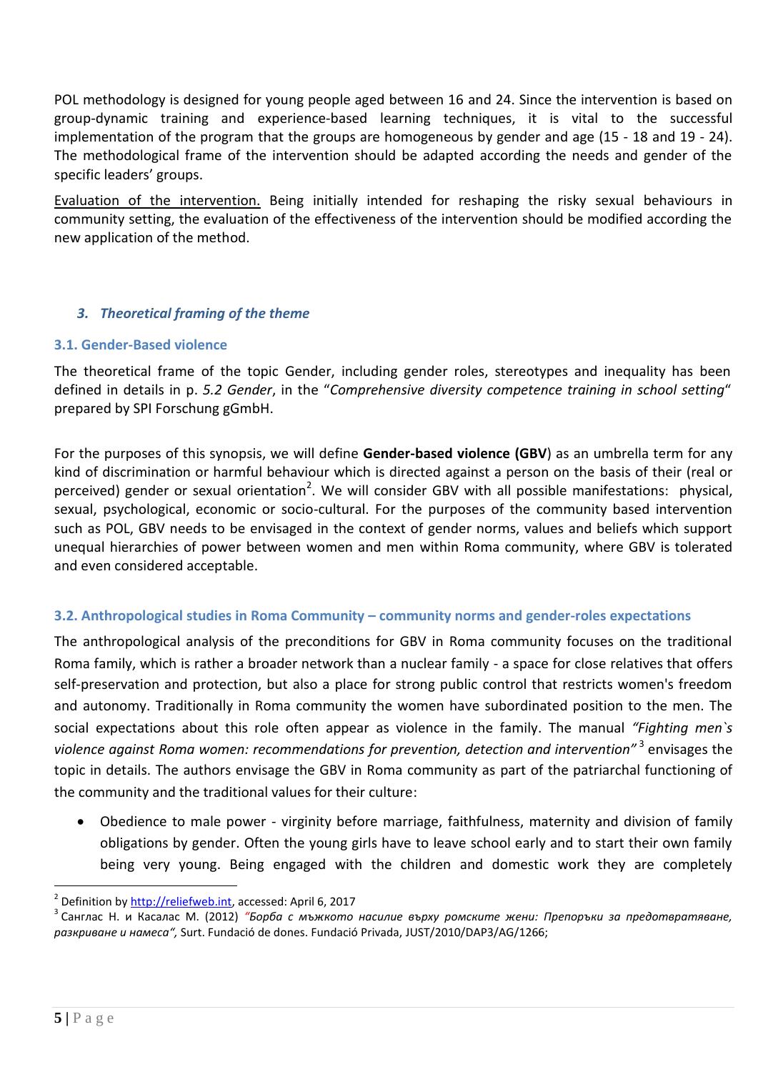POL methodology is designed for young people aged between 16 and 24. Since the intervention is based on group-dynamic training and experience-based learning techniques, it is vital to the successful implementation of the program that the groups are homogeneous by gender and age (15 - 18 and 19 - 24). The methodological frame of the intervention should be adapted according the needs and gender of the specific leaders' groups.

Evaluation of the intervention. Being initially intended for reshaping the risky sexual behaviours in community setting, the evaluation of the effectiveness of the intervention should be modified according the new application of the method.

## *3. Theoretical framing of the theme*

### 3.1. Gender-Based violence

The theoretical frame of the topic Gender, including gender roles, stereotypes and inequality has been defined in details in p. *5.2 Gender*, in the "*Comprehensive diversity competence training in school setting*" prepared by SPI Forschung gGmbH.

For the purposes of this synopsis, we will define **Gender-based violence (GBV)** as an umbrella term for any kind of discrimination or harmful behaviour which is directed against a person on the basis of their (real or perceived) gender or sexual orientation[2]. We will consider GBV with all possible manifestations: physical, sexual, psychological, economic or socio-cultural. For the purposes of the community based intervention such as POL, GBV needs to be envisaged in the context of gender norms, values and beliefs which support unequal hierarchies of power between women and men within Roma community, where GBV is tolerated and even considered acceptable.

### 3.2. Anthropological studies in Roma Community – community norms and gender-roles expectations

The anthropological analysis of the preconditions for GBV in Roma community focuses on the traditional Roma family, which is rather a broader network than a nuclear family - a space for close relatives that offers self-preservation and protection, but also a place for strong public control that restricts women's freedom and autonomy. Traditionally in Roma community the women have subordinated position to the men. The social expectations about this role often appear as violence in the family. The manual *"Fighting men`s violence against Roma women: recommendations for prevention, detection and intervention"*[3] envisages the topic in details. The authors envisage the GBV in Roma community as part of the patriarchal functioning of the community and the traditional values for their culture:

- Obedience to male power - virginity before marriage, faithfulness, maternity and division of family obligations by gender. Often the young girls have to leave school early and to start their own family being very young. Being engaged with the children and domestic work they are completely

---

[2] Definition by http://reliefweb.int, accessed: April 6, 2017

[3] Санглас Н. и Касалас М. (2012) *"Борба с мъжкото насилие върху ромските жени: Препоръки за предотвратяване, разкриване и намеса"*, Surt. Fundació de dones. Fundació Privada, JUST/2010/DAP3/AG/1266;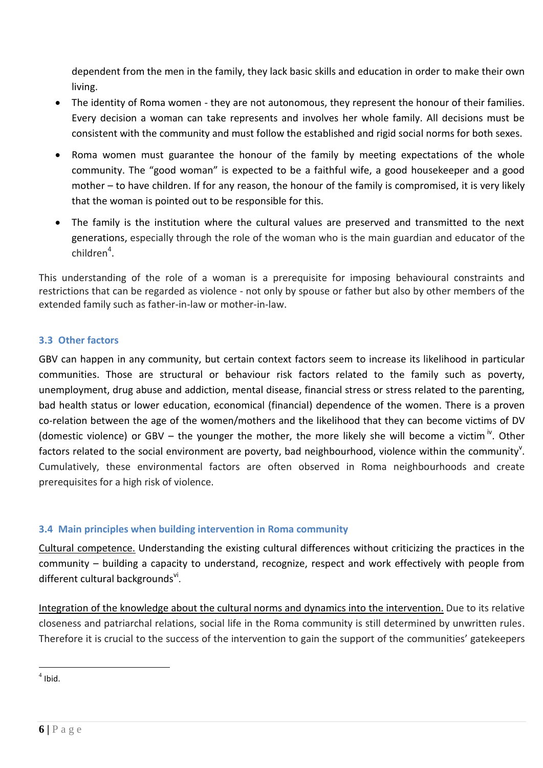dependent from the men in the family, they lack basic skills and education in order to make their own living.

- The identity of Roma women - they are not autonomous, they represent the honour of their families. Every decision a woman can take represents and involves her whole family. All decisions must be consistent with the community and must follow the established and rigid social norms for both sexes.
- Roma women must guarantee the honour of the family by meeting expectations of the whole community. The "good woman" is expected to be a faithful wife, a good housekeeper and a good mother – to have children. If for any reason, the honour of the family is compromised, it is very likely that the woman is pointed out to be responsible for this.
- The family is the institution where the cultural values are preserved and transmitted to the next generations, especially through the role of the woman who is the main guardian and educator of the children[4].

This understanding of the role of a woman is a prerequisite for imposing behavioural constraints and restrictions that can be regarded as violence - not only by spouse or father but also by other members of the extended family such as father-in-law or mother-in-law.

### 3.3 Other factors

GBV can happen in any community, but certain context factors seem to increase its likelihood in particular communities. Those are structural or behaviour risk factors related to the family such as poverty, unemployment, drug abuse and addiction, mental disease, financial stress or stress related to the parenting, bad health status or lower education, economical (financial) dependence of the women. There is a proven co-relation between the age of the women/mothers and the likelihood that they can become victims of DV (domestic violence) or GBV – the younger the mother, the more likely she will become a victim [iv]. Other factors related to the social environment are poverty, bad neighbourhood, violence within the community[v]. Cumulatively, these environmental factors are often observed in Roma neighbourhoods and create prerequisites for a high risk of violence.

### 3.4 Main principles when building intervention in Roma community

Cultural competence. Understanding the existing cultural differences without criticizing the practices in the community – building a capacity to understand, recognize, respect and work effectively with people from different cultural backgrounds[vi].

Integration of the knowledge about the cultural norms and dynamics into the intervention. Due to its relative closeness and patriarchal relations, social life in the Roma community is still determined by unwritten rules. Therefore it is crucial to the success of the intervention to gain the support of the communities' gatekeepers

[4] Ibid.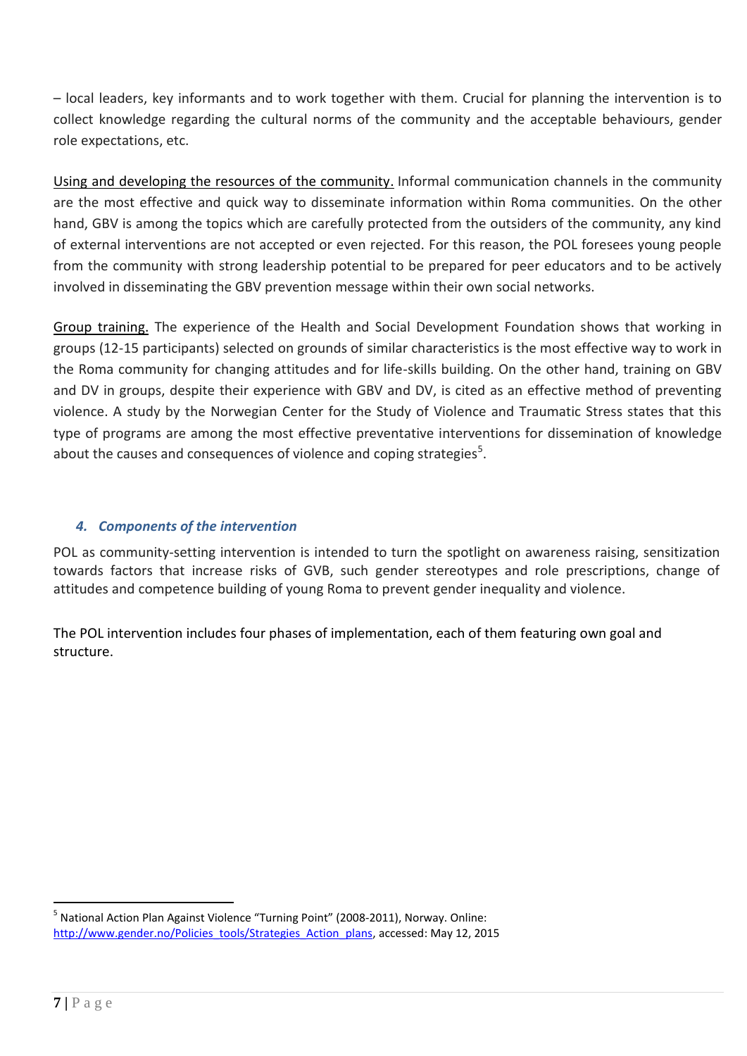– local leaders, key informants and to work together with them. Crucial for planning the intervention is to collect knowledge regarding the cultural norms of the community and the acceptable behaviours, gender role expectations, etc.

Using and developing the resources of the community. Informal communication channels in the community are the most effective and quick way to disseminate information within Roma communities. On the other hand, GBV is among the topics which are carefully protected from the outsiders of the community, any kind of external interventions are not accepted or even rejected. For this reason, the POL foresees young people from the community with strong leadership potential to be prepared for peer educators and to be actively involved in disseminating the GBV prevention message within their own social networks.

Group training. The experience of the Health and Social Development Foundation shows that working in groups (12-15 participants) selected on grounds of similar characteristics is the most effective way to work in the Roma community for changing attitudes and for life-skills building. On the other hand, training on GBV and DV in groups, despite their experience with GBV and DV, is cited as an effective method of preventing violence. A study by the Norwegian Center for the Study of Violence and Traumatic Stress states that this type of programs are among the most effective preventative interventions for dissemination of knowledge about the causes and consequences of violence and coping strategies[5].

### 4. *Components of the intervention*

POL as community-setting intervention is intended to turn the spotlight on awareness raising, sensitization towards factors that increase risks of GVB, such gender stereotypes and role prescriptions, change of attitudes and competence building of young Roma to prevent gender inequality and violence.

The POL intervention includes four phases of implementation, each of them featuring own goal and structure.

---

[5] National Action Plan Against Violence "Turning Point" (2008-2011), Norway. Online: http://www.gender.no/Policies_tools/Strategies_Action_plans, accessed: May 12, 2015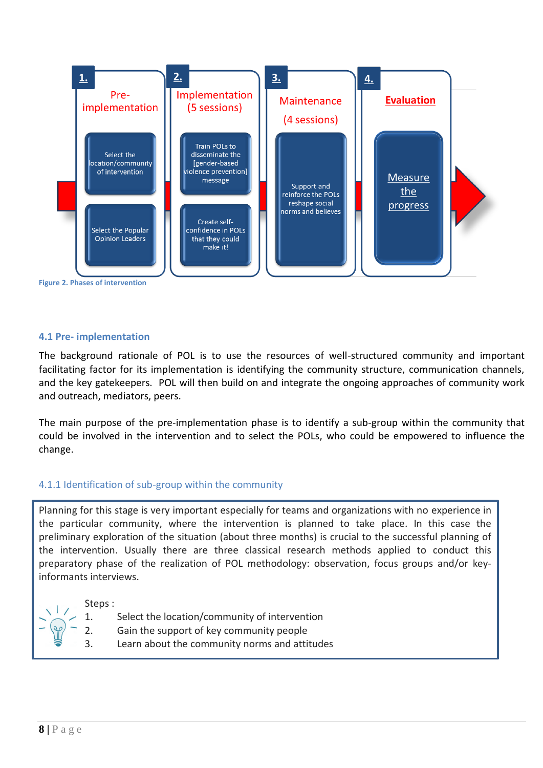**1.** Pre-implementation

- Select the location/community of intervention
- Select the Popular Opinion Leaders

**2.** Implementation (5 sessions)

- Train POLs to disseminate the [gender-based violence prevention] message
- Create self-confidence in POLs that they could make it!

**3.** Maintenance (4 sessions)

- Support and reinforce the POLs reshape social norms and believes

**4.** Evaluation

- Measure the progress

Figure 2. Phases of intervention

### 4.1 Pre- implementation

The background rationale of POL is to use the resources of well-structured community and important facilitating factor for its implementation is identifying the community structure, communication channels, and the key gatekeepers. POL will then build on and integrate the ongoing approaches of community work and outreach, mediators, peers.

The main purpose of the pre-implementation phase is to identify a sub-group within the community that could be involved in the intervention and to select the POLs, who could be empowered to influence the change.

#### 4.1.1 Identification of sub-group within the community

Planning for this stage is very important especially for teams and organizations with no experience in the particular community, where the intervention is planned to take place. In this case the preliminary exploration of the situation (about three months) is crucial to the successful planning of the intervention. Usually there are three classical research methods applied to conduct this preparatory phase of the realization of POL methodology: observation, focus groups and/or key-informants interviews.

Steps :

1. Select the location/community of intervention
2. Gain the support of key community people
3. Learn about the community norms and attitudes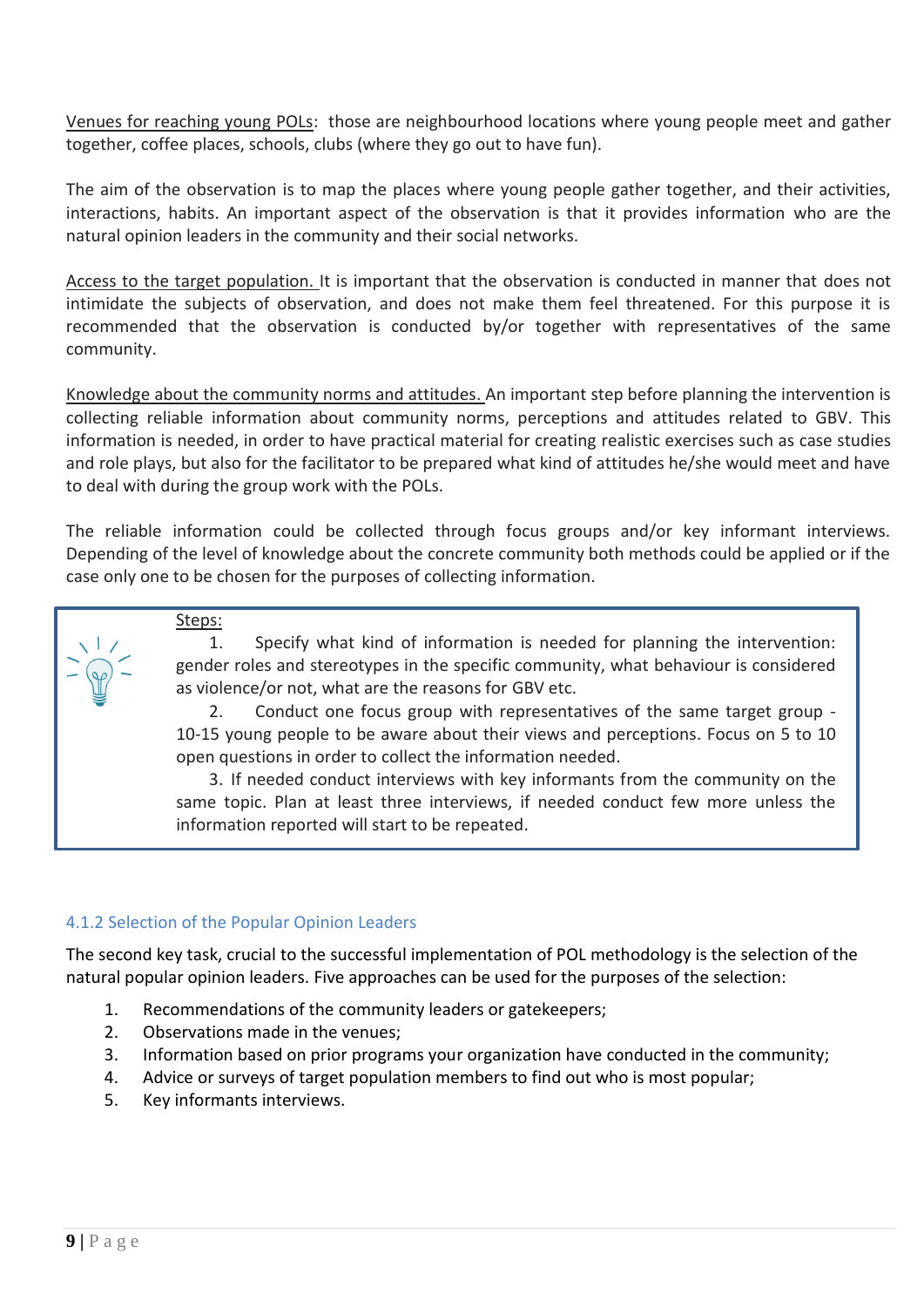Venues for reaching young POLs: those are neighbourhood locations where young people meet and gather together, coffee places, schools, clubs (where they go out to have fun).

The aim of the observation is to map the places where young people gather together, and their activities, interactions, habits. An important aspect of the observation is that it provides information who are the natural opinion leaders in the community and their social networks.

Access to the target population. It is important that the observation is conducted in manner that does not intimidate the subjects of observation, and does not make them feel threatened. For this purpose it is recommended that the observation is conducted by/or together with representatives of the same community.

Knowledge about the community norms and attitudes. An important step before planning the intervention is collecting reliable information about community norms, perceptions and attitudes related to GBV. This information is needed, in order to have practical material for creating realistic exercises such as case studies and role plays, but also for the facilitator to be prepared what kind of attitudes he/she would meet and have to deal with during the group work with the POLs.

The reliable information could be collected through focus groups and/or key informant interviews. Depending of the level of knowledge about the concrete community both methods could be applied or if the case only one to be chosen for the purposes of collecting information.

> Steps:
>
> 1. Specify what kind of information is needed for planning the intervention: gender roles and stereotypes in the specific community, what behaviour is considered as violence/or not, what are the reasons for GBV etc.
> 2. Conduct one focus group with representatives of the same target group - 10-15 young people to be aware about their views and perceptions. Focus on 5 to 10 open questions in order to collect the information needed.
> 3. If needed conduct interviews with key informants from the community on the same topic. Plan at least three interviews, if needed conduct few more unless the information reported will start to be repeated.

### 4.1.2 Selection of the Popular Opinion Leaders

The second key task, crucial to the successful implementation of POL methodology is the selection of the natural popular opinion leaders. Five approaches can be used for the purposes of the selection:

1. Recommendations of the community leaders or gatekeepers;
2. Observations made in the venues;
3. Information based on prior programs your organization have conducted in the community;
4. Advice or surveys of target population members to find out who is most popular;
5. Key informants interviews.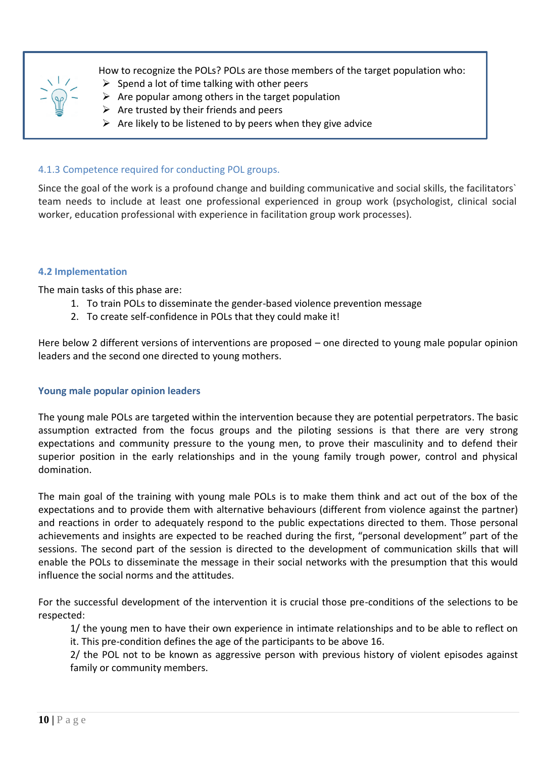How to recognize the POLs? POLs are those members of the target population who:

- Spend a lot of time talking with other peers
- Are popular among others in the target population
- Are trusted by their friends and peers
- Are likely to be listened to by peers when they give advice

### 4.1.3 Competence required for conducting POL groups.

Since the goal of the work is a profound change and building communicative and social skills, the facilitators` team needs to include at least one professional experienced in group work (psychologist, clinical social worker, education professional with experience in facilitation group work processes).

## 4.2 Implementation

The main tasks of this phase are:

1. To train POLs to disseminate the gender-based violence prevention message
2. To create self-confidence in POLs that they could make it!

Here below 2 different versions of interventions are proposed – one directed to young male popular opinion leaders and the second one directed to young mothers.

### Young male popular opinion leaders

The young male POLs are targeted within the intervention because they are potential perpetrators. The basic assumption extracted from the focus groups and the piloting sessions is that there are very strong expectations and community pressure to the young men, to prove their masculinity and to defend their superior position in the early relationships and in the young family trough power, control and physical domination.

The main goal of the training with young male POLs is to make them think and act out of the box of the expectations and to provide them with alternative behaviours (different from violence against the partner) and reactions in order to adequately respond to the public expectations directed to them. Those personal achievements and insights are expected to be reached during the first, "personal development" part of the sessions. The second part of the session is directed to the development of communication skills that will enable the POLs to disseminate the message in their social networks with the presumption that this would influence the social norms and the attitudes.

For the successful development of the intervention it is crucial those pre-conditions of the selections to be respected:

1/ the young men to have their own experience in intimate relationships and to be able to reflect on it. This pre-condition defines the age of the participants to be above 16.

2/ the POL not to be known as aggressive person with previous history of violent episodes against family or community members.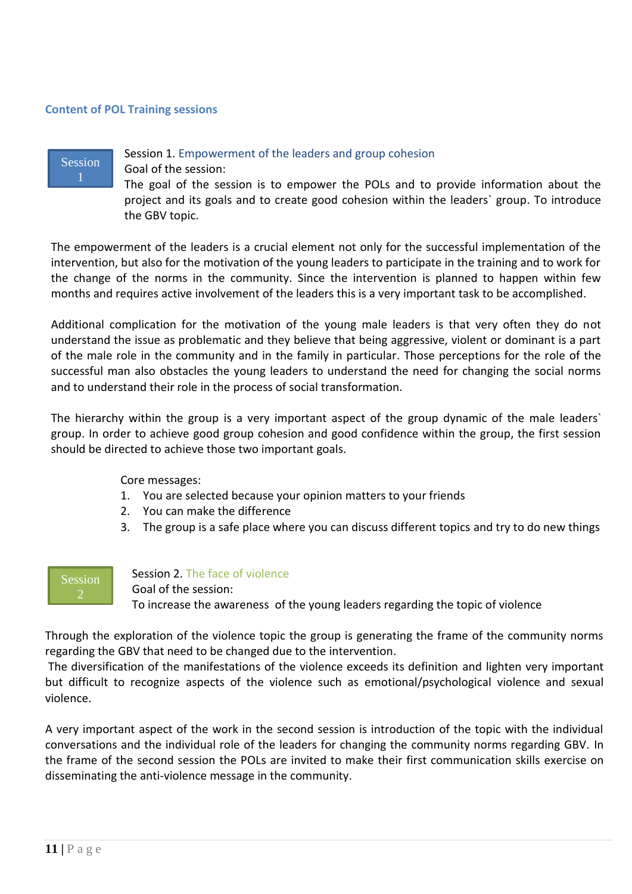## Content of POL Training sessions

**Session 1**

### Session 1. Empowerment of the leaders and group cohesion

Goal of the session:

The goal of the session is to empower the POLs and to provide information about the project and its goals and to create good cohesion within the leaders` group. To introduce the GBV topic.

The empowerment of the leaders is a crucial element not only for the successful implementation of the intervention, but also for the motivation of the young leaders to participate in the training and to work for the change of the norms in the community. Since the intervention is planned to happen within few months and requires active involvement of the leaders this is a very important task to be accomplished.

Additional complication for the motivation of the young male leaders is that very often they do not understand the issue as problematic and they believe that being aggressive, violent or dominant is a part of the male role in the community and in the family in particular. Those perceptions for the role of the successful man also obstacles the young leaders to understand the need for changing the social norms and to understand their role in the process of social transformation.

The hierarchy within the group is a very important aspect of the group dynamic of the male leaders` group. In order to achieve good group cohesion and good confidence within the group, the first session should be directed to achieve those two important goals.

Core messages:

1. You are selected because your opinion matters to your friends
2. You can make the difference
3. The group is a safe place where you can discuss different topics and try to do new things

**Session 2**

### Session 2. The face of violence

Goal of the session:

To increase the awareness of the young leaders regarding the topic of violence

Through the exploration of the violence topic the group is generating the frame of the community norms regarding the GBV that need to be changed due to the intervention.

The diversification of the manifestations of the violence exceeds its definition and lighten very important but difficult to recognize aspects of the violence such as emotional/psychological violence and sexual violence.

A very important aspect of the work in the second session is introduction of the topic with the individual conversations and the individual role of the leaders for changing the community norms regarding GBV. In the frame of the second session the POLs are invited to make their first communication skills exercise on disseminating the anti-violence message in the community.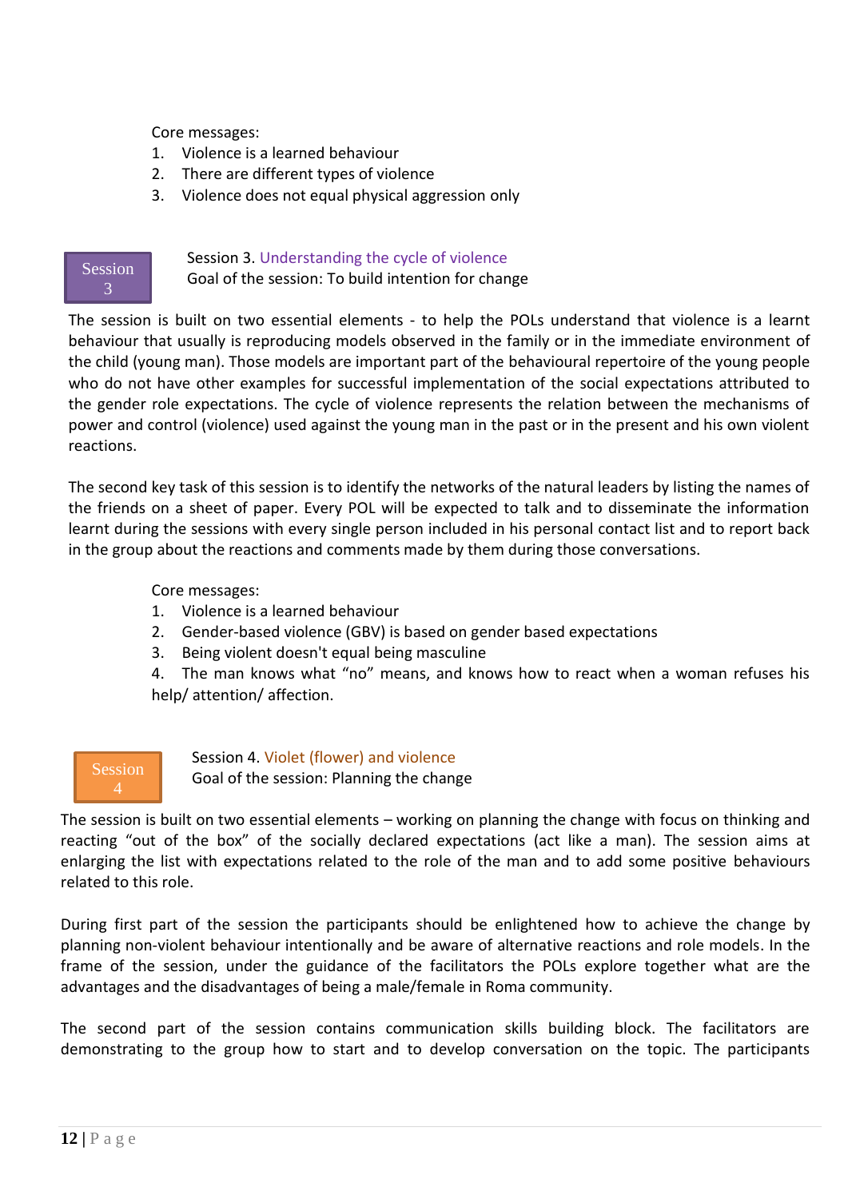Core messages:

1. Violence is a learned behaviour
2. There are different types of violence
3. Violence does not equal physical aggression only

**Session 3**

Session 3. Understanding the cycle of violence
Goal of the session: To build intention for change

The session is built on two essential elements - to help the POLs understand that violence is a learnt behaviour that usually is reproducing models observed in the family or in the immediate environment of the child (young man). Those models are important part of the behavioural repertoire of the young people who do not have other examples for successful implementation of the social expectations attributed to the gender role expectations. The cycle of violence represents the relation between the mechanisms of power and control (violence) used against the young man in the past or in the present and his own violent reactions.

The second key task of this session is to identify the networks of the natural leaders by listing the names of the friends on a sheet of paper. Every POL will be expected to talk and to disseminate the information learnt during the sessions with every single person included in his personal contact list and to report back in the group about the reactions and comments made by them during those conversations.

Core messages:

1. Violence is a learned behaviour
2. Gender-based violence (GBV) is based on gender based expectations
3. Being violent doesn't equal being masculine
4. The man knows what “no” means, and knows how to react when a woman refuses his help/ attention/ affection.

**Session 4**

Session 4. Violet (flower) and violence
Goal of the session: Planning the change

The session is built on two essential elements – working on planning the change with focus on thinking and reacting “out of the box” of the socially declared expectations (act like a man). The session aims at enlarging the list with expectations related to the role of the man and to add some positive behaviours related to this role.

During first part of the session the participants should be enlightened how to achieve the change by planning non-violent behaviour intentionally and be aware of alternative reactions and role models. In the frame of the session, under the guidance of the facilitators the POLs explore together what are the advantages and the disadvantages of being a male/female in Roma community.

The second part of the session contains communication skills building block. The facilitators are demonstrating to the group how to start and to develop conversation on the topic. The participants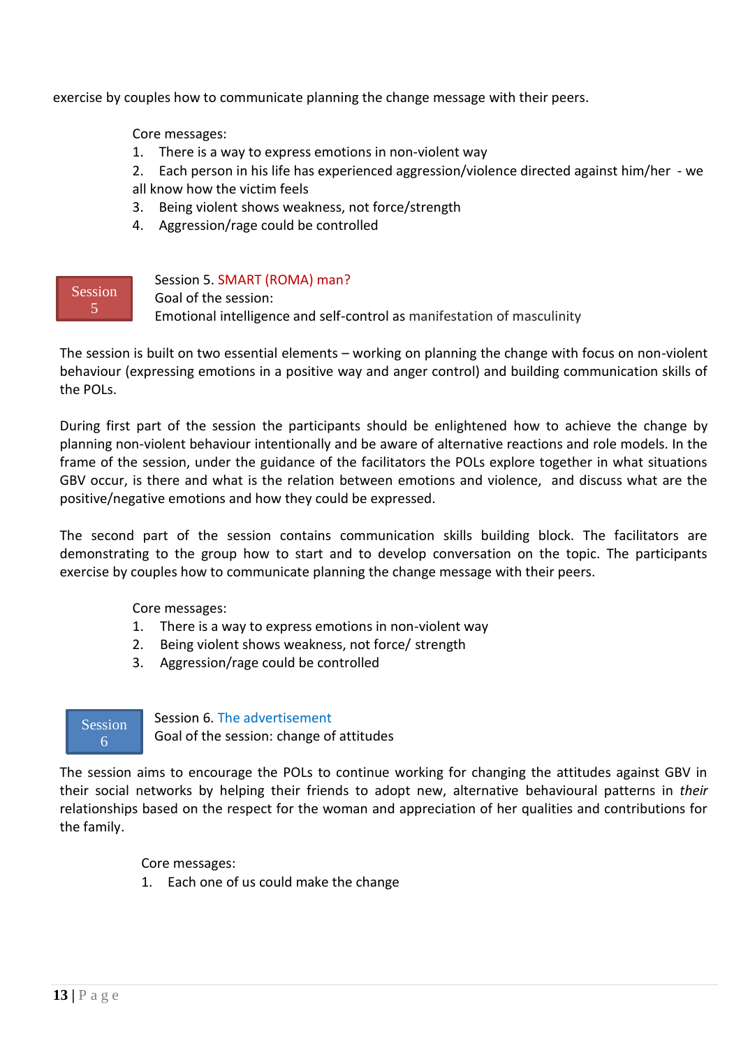exercise by couples how to communicate planning the change message with their peers.

Core messages:

1. There is a way to express emotions in non-violent way
2. Each person in his life has experienced aggression/violence directed against him/her - we all know how the victim feels
3. Being violent shows weakness, not force/strength
4. Aggression/rage could be controlled

Session 5

Session 5. SMART (ROMA) man?
Goal of the session:
Emotional intelligence and self-control as manifestation of masculinity

The session is built on two essential elements – working on planning the change with focus on non-violent behaviour (expressing emotions in a positive way and anger control) and building communication skills of the POLs.

During first part of the session the participants should be enlightened how to achieve the change by planning non-violent behaviour intentionally and be aware of alternative reactions and role models. In the frame of the session, under the guidance of the facilitators the POLs explore together in what situations GBV occur, is there and what is the relation between emotions and violence, and discuss what are the positive/negative emotions and how they could be expressed.

The second part of the session contains communication skills building block. The facilitators are demonstrating to the group how to start and to develop conversation on the topic. The participants exercise by couples how to communicate planning the change message with their peers.

Core messages:

1. There is a way to express emotions in non-violent way
2. Being violent shows weakness, not force/ strength
3. Aggression/rage could be controlled

Session 6

Session 6. The advertisement
Goal of the session: change of attitudes

The session aims to encourage the POLs to continue working for changing the attitudes against GBV in their social networks by helping their friends to adopt new, alternative behavioural patterns in *their* relationships based on the respect for the woman and appreciation of her qualities and contributions for the family.

Core messages:

1. Each one of us could make the change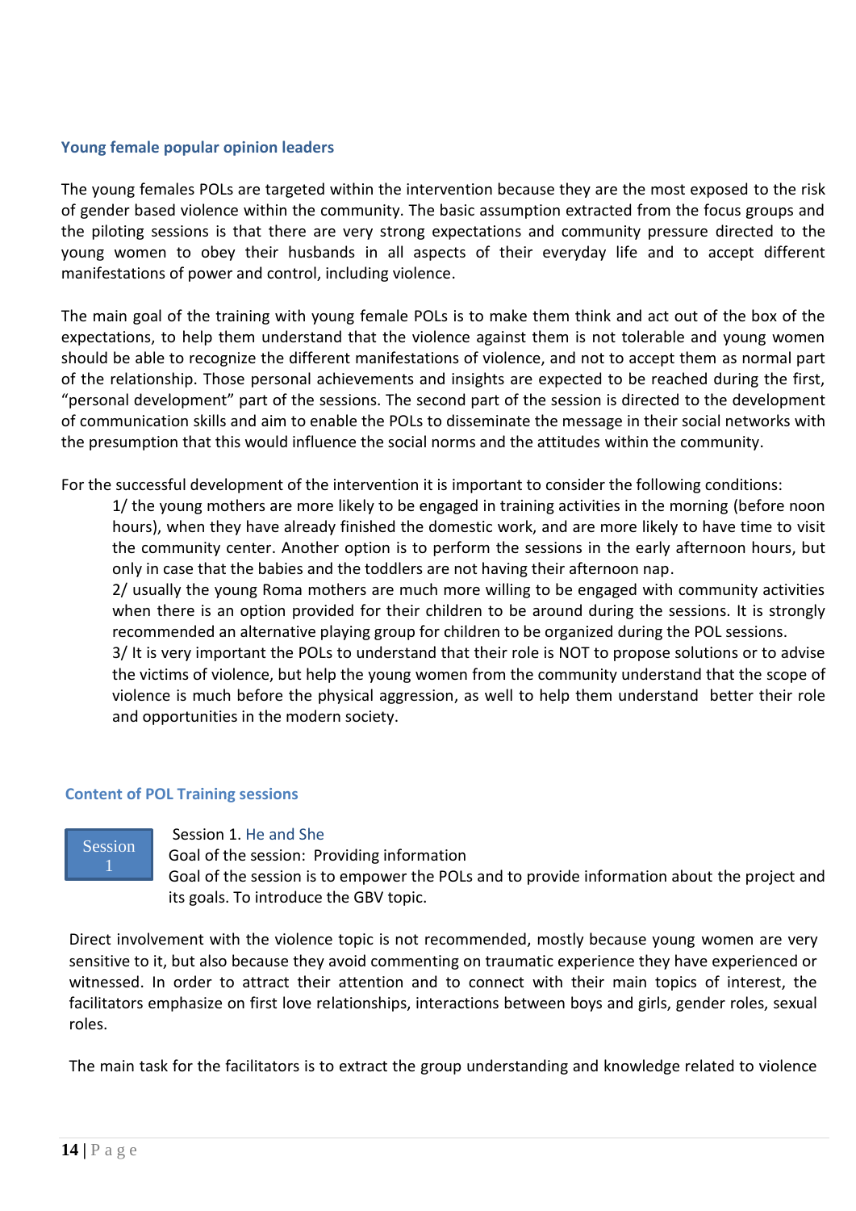### Young female popular opinion leaders

The young females POLs are targeted within the intervention because they are the most exposed to the risk of gender based violence within the community. The basic assumption extracted from the focus groups and the piloting sessions is that there are very strong expectations and community pressure directed to the young women to obey their husbands in all aspects of their everyday life and to accept different manifestations of power and control, including violence.

The main goal of the training with young female POLs is to make them think and act out of the box of the expectations, to help them understand that the violence against them is not tolerable and young women should be able to recognize the different manifestations of violence, and not to accept them as normal part of the relationship. Those personal achievements and insights are expected to be reached during the first, "personal development" part of the sessions. The second part of the session is directed to the development of communication skills and aim to enable the POLs to disseminate the message in their social networks with the presumption that this would influence the social norms and the attitudes within the community.

For the successful development of the intervention it is important to consider the following conditions:

1/ the young mothers are more likely to be engaged in training activities in the morning (before noon hours), when they have already finished the domestic work, and are more likely to have time to visit the community center. Another option is to perform the sessions in the early afternoon hours, but only in case that the babies and the toddlers are not having their afternoon nap.

2/ usually the young Roma mothers are much more willing to be engaged with community activities when there is an option provided for their children to be around during the sessions. It is strongly recommended an alternative playing group for children to be organized during the POL sessions.

3/ It is very important the POLs to understand that their role is NOT to propose solutions or to advise the victims of violence, but help the young women from the community understand that the scope of violence is much before the physical aggression, as well to help them understand better their role and opportunities in the modern society.

### Content of POL Training sessions

**Session 1**

Session 1. He and She

Goal of the session: Providing information

Goal of the session is to empower the POLs and to provide information about the project and its goals. To introduce the GBV topic.

Direct involvement with the violence topic is not recommended, mostly because young women are very sensitive to it, but also because they avoid commenting on traumatic experience they have experienced or witnessed. In order to attract their attention and to connect with their main topics of interest, the facilitators emphasize on first love relationships, interactions between boys and girls, gender roles, sexual roles.

The main task for the facilitators is to extract the group understanding and knowledge related to violence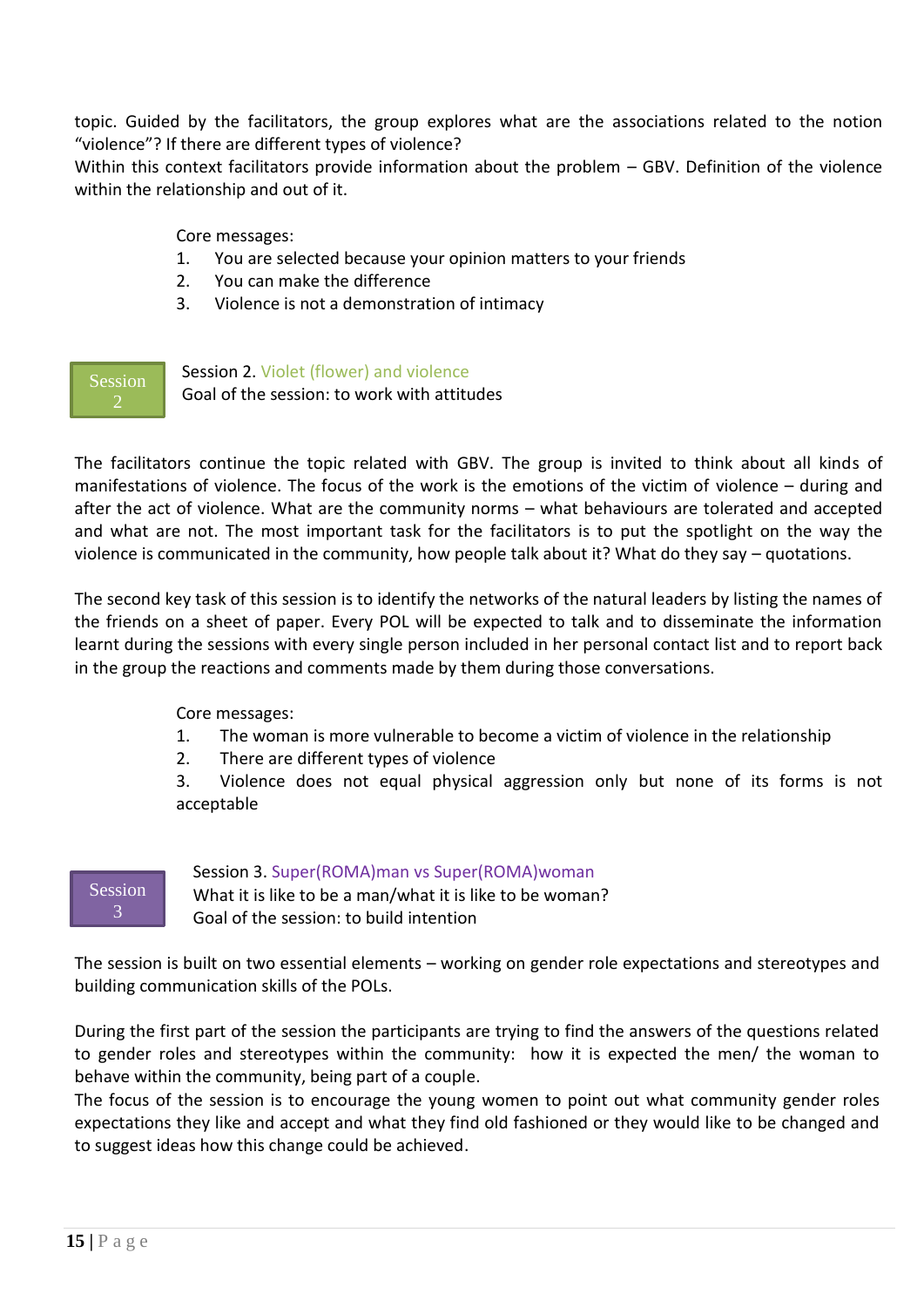topic. Guided by the facilitators, the group explores what are the associations related to the notion "violence"? If there are different types of violence?

Within this context facilitators provide information about the problem – GBV. Definition of the violence within the relationship and out of it.

Core messages:

1. You are selected because your opinion matters to your friends
2. You can make the difference
3. Violence is not a demonstration of intimacy

**Session 2**

Session 2. Violet (flower) and violence

Goal of the session: to work with attitudes

The facilitators continue the topic related with GBV. The group is invited to think about all kinds of manifestations of violence. The focus of the work is the emotions of the victim of violence – during and after the act of violence. What are the community norms – what behaviours are tolerated and accepted and what are not. The most important task for the facilitators is to put the spotlight on the way the violence is communicated in the community, how people talk about it? What do they say – quotations.

The second key task of this session is to identify the networks of the natural leaders by listing the names of the friends on a sheet of paper. Every POL will be expected to talk and to disseminate the information learnt during the sessions with every single person included in her personal contact list and to report back in the group the reactions and comments made by them during those conversations.

Core messages:

1. The woman is more vulnerable to become a victim of violence in the relationship
2. There are different types of violence
3. Violence does not equal physical aggression only but none of its forms is not acceptable

**Session 3**

Session 3. Super(ROMA)man vs Super(ROMA)woman

What it is like to be a man/what it is like to be woman?

Goal of the session: to build intention

The session is built on two essential elements – working on gender role expectations and stereotypes and building communication skills of the POLs.

During the first part of the session the participants are trying to find the answers of the questions related to gender roles and stereotypes within the community: how it is expected the men/ the woman to behave within the community, being part of a couple.

The focus of the session is to encourage the young women to point out what community gender roles expectations they like and accept and what they find old fashioned or they would like to be changed and to suggest ideas how this change could be achieved.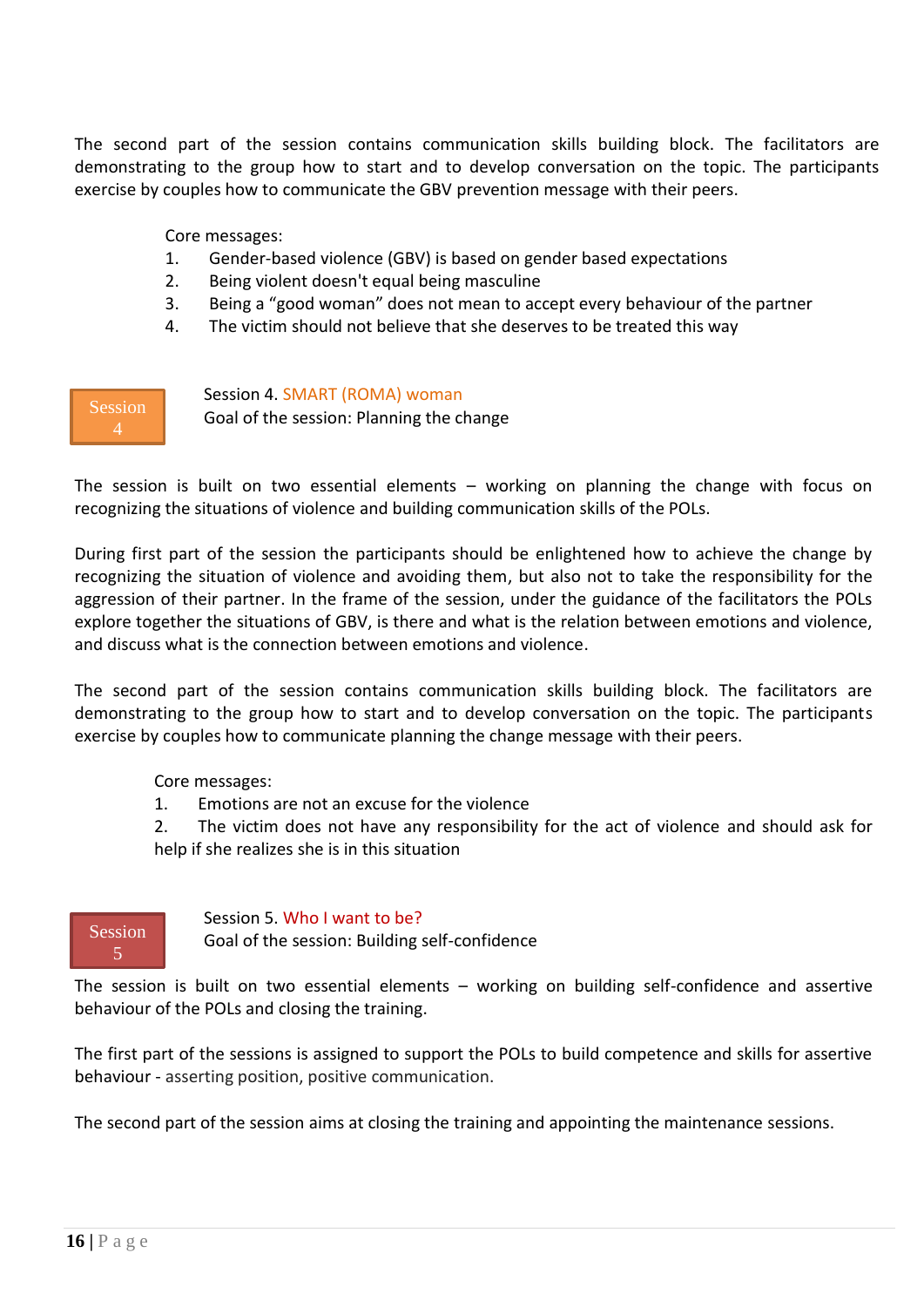The second part of the session contains communication skills building block. The facilitators are demonstrating to the group how to start and to develop conversation on the topic. The participants exercise by couples how to communicate the GBV prevention message with their peers.

Core messages:

1. Gender-based violence (GBV) is based on gender based expectations
2. Being violent doesn't equal being masculine
3. Being a "good woman" does not mean to accept every behaviour of the partner
4. The victim should not believe that she deserves to be treated this way

Session 4

## Session 4. SMART (ROMA) woman

Goal of the session: Planning the change

The session is built on two essential elements – working on planning the change with focus on recognizing the situations of violence and building communication skills of the POLs.

During first part of the session the participants should be enlightened how to achieve the change by recognizing the situation of violence and avoiding them, but also not to take the responsibility for the aggression of their partner. In the frame of the session, under the guidance of the facilitators the POLs explore together the situations of GBV, is there and what is the relation between emotions and violence, and discuss what is the connection between emotions and violence.

The second part of the session contains communication skills building block. The facilitators are demonstrating to the group how to start and to develop conversation on the topic. The participants exercise by couples how to communicate planning the change message with their peers.

Core messages:

1. Emotions are not an excuse for the violence
2. The victim does not have any responsibility for the act of violence and should ask for help if she realizes she is in this situation

Session 5

## Session 5. Who I want to be?

Goal of the session: Building self-confidence

The session is built on two essential elements – working on building self-confidence and assertive behaviour of the POLs and closing the training.

The first part of the sessions is assigned to support the POLs to build competence and skills for assertive behaviour - asserting position, positive communication.

The second part of the session aims at closing the training and appointing the maintenance sessions.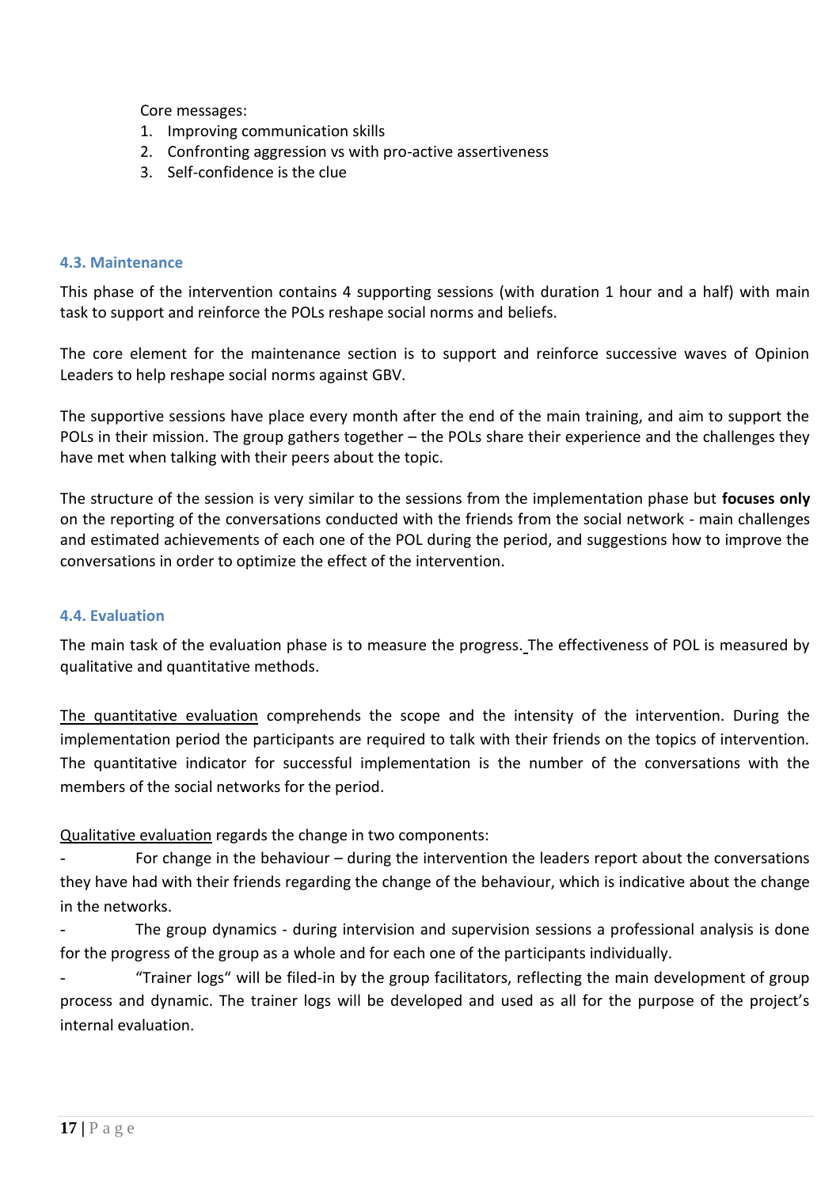Core messages:

1. Improving communication skills
2. Confronting aggression vs with pro-active assertiveness
3. Self-confidence is the clue

### 4.3. Maintenance

This phase of the intervention contains 4 supporting sessions (with duration 1 hour and a half) with main task to support and reinforce the POLs reshape social norms and beliefs.

The core element for the maintenance section is to support and reinforce successive waves of Opinion Leaders to help reshape social norms against GBV.

The supportive sessions have place every month after the end of the main training, and aim to support the POLs in their mission. The group gathers together – the POLs share their experience and the challenges they have met when talking with their peers about the topic.

The structure of the session is very similar to the sessions from the implementation phase but **focuses only** on the reporting of the conversations conducted with the friends from the social network - main challenges and estimated achievements of each one of the POL during the period, and suggestions how to improve the conversations in order to optimize the effect of the intervention.

### 4.4. Evaluation

The main task of the evaluation phase is to measure the progress. The effectiveness of POL is measured by qualitative and quantitative methods.

<u>The quantitative evaluation</u> comprehends the scope and the intensity of the intervention. During the implementation period the participants are required to talk with their friends on the topics of intervention. The quantitative indicator for successful implementation is the number of the conversations with the members of the social networks for the period.

<u>Qualitative evaluation</u> regards the change in two components:

- For change in the behaviour – during the intervention the leaders report about the conversations they have had with their friends regarding the change of the behaviour, which is indicative about the change in the networks.
- The group dynamics - during intervision and supervision sessions a professional analysis is done for the progress of the group as a whole and for each one of the participants individually.
- "Trainer logs" will be filed-in by the group facilitators, reflecting the main development of group process and dynamic. The trainer logs will be developed and used as all for the purpose of the project's internal evaluation.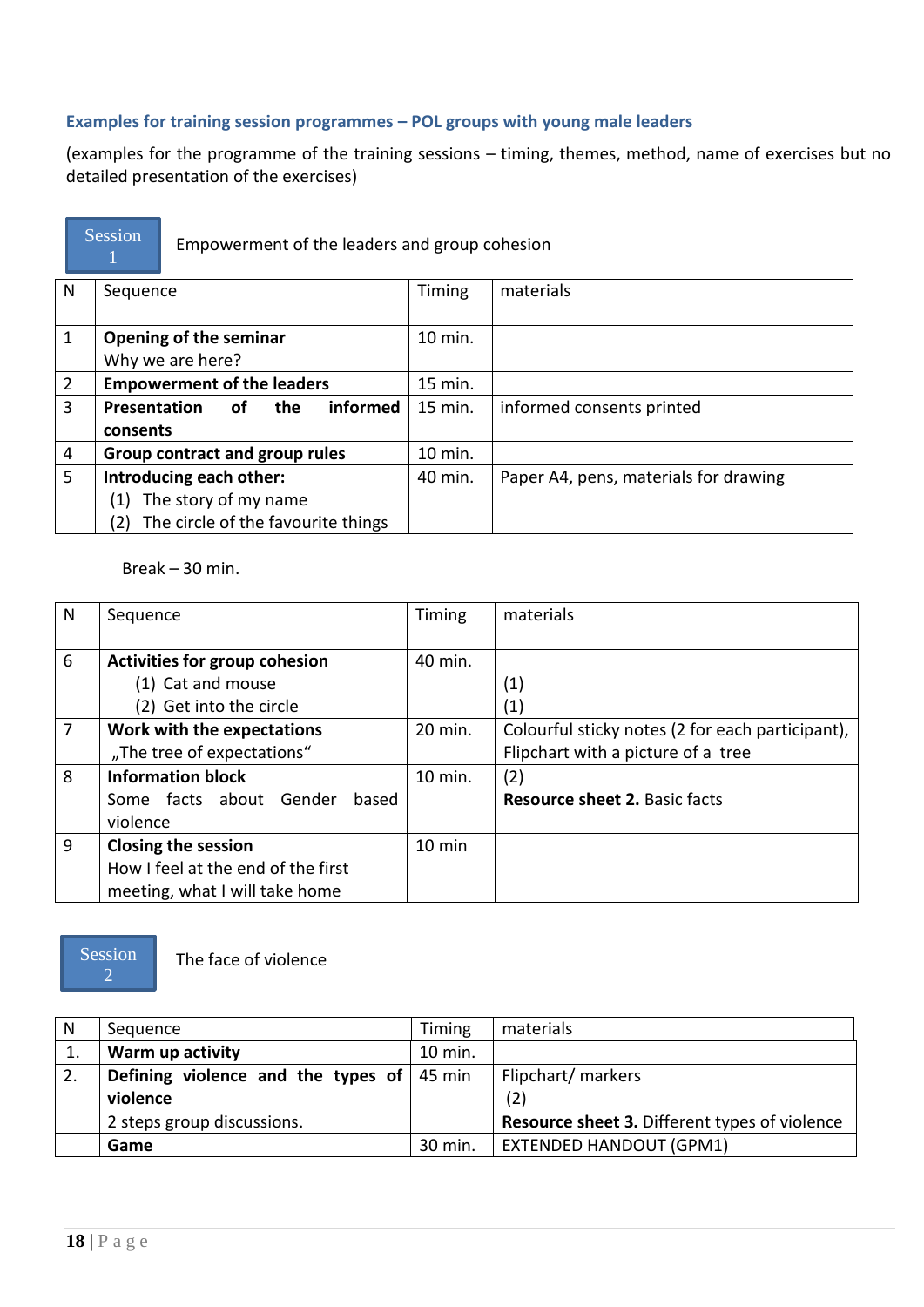### Examples for training session programmes – POL groups with young male leaders

(examples for the programme of the training sessions – timing, themes, method, name of exercises but no detailed presentation of the exercises)

**Session 1** Empowerment of the leaders and group cohesion

| N | Sequence | Timing | materials |
|---|---|---|---|
| 1 | **Opening of the seminar**<br>Why we are here? | 10 min. | |
| 2 | **Empowerment of the leaders** | 15 min. | |
| 3 | **Presentation of the informed consents** | 15 min. | informed consents printed |
| 4 | **Group contract and group rules** | 10 min. | |
| 5 | **Introducing each other:**<br>(1) The story of my name<br>(2) The circle of the favourite things | 40 min. | Paper A4, pens, materials for drawing |

Break – 30 min.

| N | Sequence | Timing | materials |
|---|---|---|---|
| 6 | **Activities for group cohesion**<br>(1) Cat and mouse<br>(2) Get into the circle | 40 min. | (1)<br>(1) |
| 7 | **Work with the expectations**<br>„The tree of expectations" | 20 min. | Colourful sticky notes (2 for each participant), Flipchart with a picture of a tree |
| 8 | **Information block**<br>Some facts about Gender based violence | 10 min. | (2)<br>**Resource sheet 2.** Basic facts |
| 9 | **Closing the session**<br>How I feel at the end of the first meeting, what I will take home | 10 min | |

**Session 2** The face of violence

| N | Sequence | Timing | materials |
|---|---|---|---|
| 1. | **Warm up activity** | 10 min. | |
| 2. | **Defining violence and the types of violence**<br>2 steps group discussions. | 45 min | Flipchart/ markers<br>(2)<br>**Resource sheet 3.** Different types of violence |
| | **Game** | 30 min. | EXTENDED HANDOUT (GPM1) |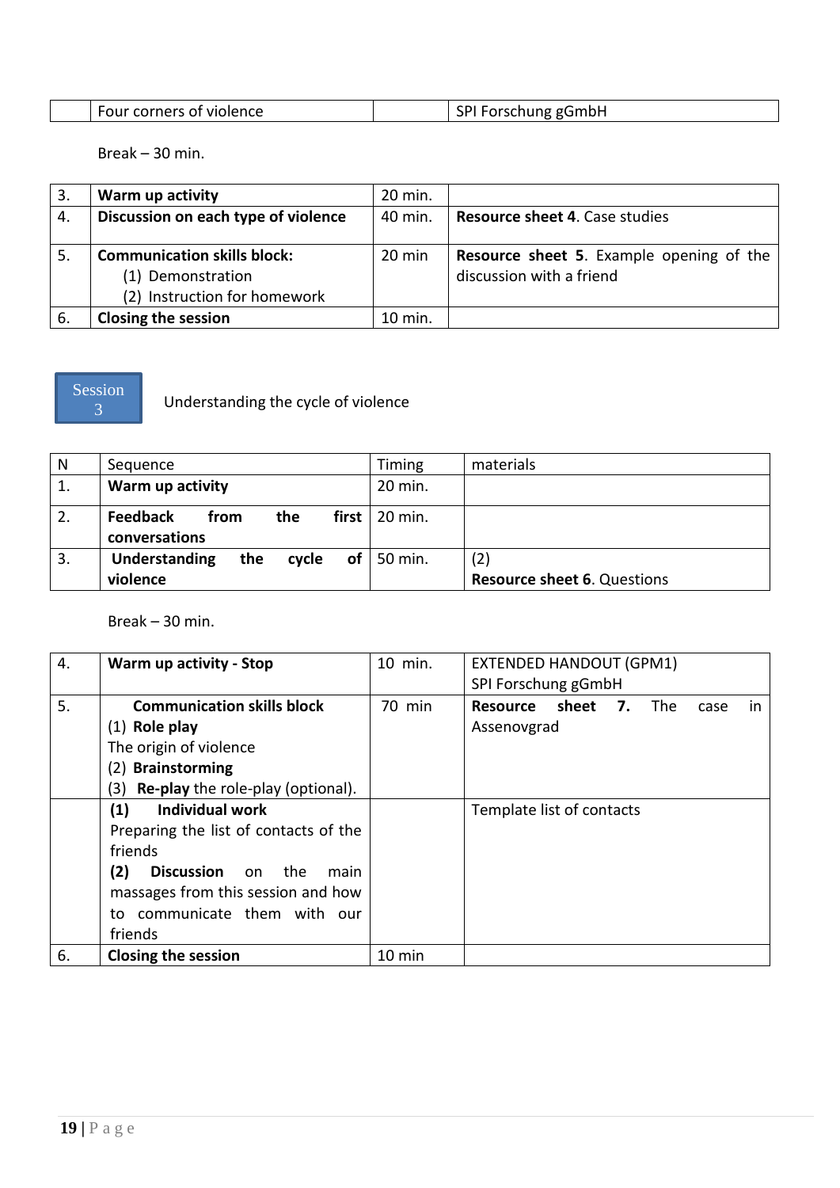|  | Four corners of violence |  | SPI Forschung gGmbH |
|---|---|---|---|

Break – 30 min.

| 3. | **Warm up activity** | 20 min. |  |
|---|---|---|---|
| 4. | **Discussion on each type of violence** | 40 min. | **Resource sheet 4**. Case studies |
| 5. | **Communication skills block:**<br>(1) Demonstration<br>(2) Instruction for homework | 20 min | **Resource sheet 5**. Example opening of the discussion with a friend |
| 6. | **Closing the session** | 10 min. |  |

**Session 3** Understanding the cycle of violence

| N | Sequence | Timing | materials |
|---|---|---|---|
| 1. | **Warm up activity** | 20 min. |  |
| 2. | **Feedback from the first conversations** | 20 min. |  |
| 3. | **Understanding the cycle of violence** | 50 min. | (2)<br>**Resource sheet 6**. Questions |

Break – 30 min.

| 4. | **Warm up activity - Stop** | 10 min. | EXTENDED HANDOUT (GPM1)<br>SPI Forschung gGmbH |
|---|---|---|---|
| 5. | **Communication skills block**<br>(1) **Role play**<br>The origin of violence<br>(2) **Brainstorming**<br>(3) **Re-play** the role-play (optional). | 70 min | **Resource sheet 7.** The case in Assenovgrad |
|  | **(1) Individual work**<br>Preparing the list of contacts of the friends<br>**(2) Discussion** on the main massages from this session and how to communicate them with our friends |  | Template list of contacts |
| 6. | **Closing the session** | 10 min |  |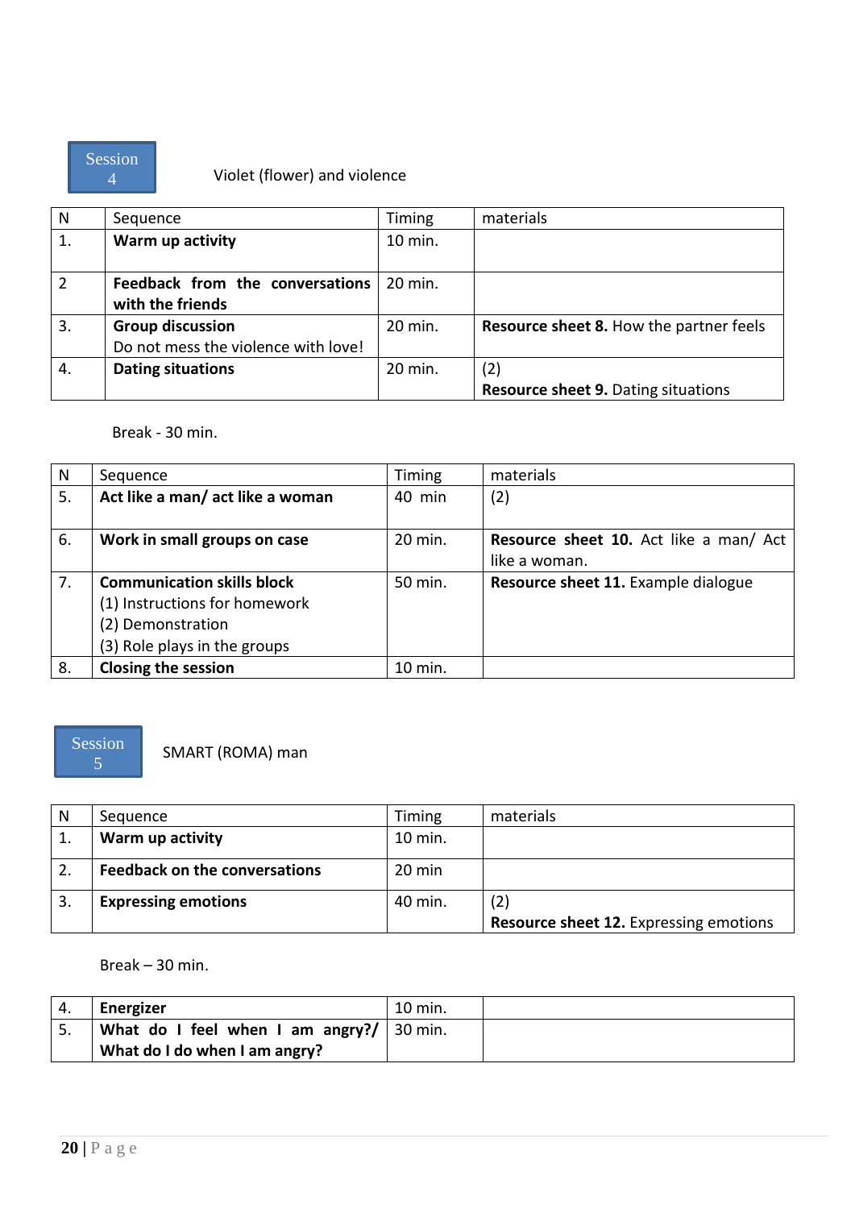## Session 4

Violet (flower) and violence

| N | Sequence | Timing | materials |
|---|---|---|---|
| 1. | **Warm up activity** | 10 min. | |
| 2 | **Feedback from the conversations with the friends** | 20 min. | |
| 3. | **Group discussion**<br>Do not mess the violence with love! | 20 min. | **Resource sheet 8.** How the partner feels |
| 4. | **Dating situations** | 20 min. | (2)<br>**Resource sheet 9.** Dating situations |

Break - 30 min.

| N | Sequence | Timing | materials |
|---|---|---|---|
| 5. | **Act like a man/ act like a woman** | 40 min | (2) |
| 6. | **Work in small groups on case** | 20 min. | **Resource sheet 10.** Act like a man/ Act like a woman. |
| 7. | **Communication skills block**<br>(1) Instructions for homework<br>(2) Demonstration<br>(3) Role plays in the groups | 50 min. | **Resource sheet 11.** Example dialogue |
| 8. | **Closing the session** | 10 min. | |

## Session 5

SMART (ROMA) man

| N | Sequence | Timing | materials |
|---|---|---|---|
| 1. | **Warm up activity** | 10 min. | |
| 2. | **Feedback on the conversations** | 20 min | |
| 3. | **Expressing emotions** | 40 min. | (2)<br>**Resource sheet 12.** Expressing emotions |

Break – 30 min.

| N | Sequence | Timing | materials |
|---|---|---|---|
| 4. | **Energizer** | 10 min. | |
| 5. | **What do I feel when I am angry?/ What do I do when I am angry?** | 30 min. | |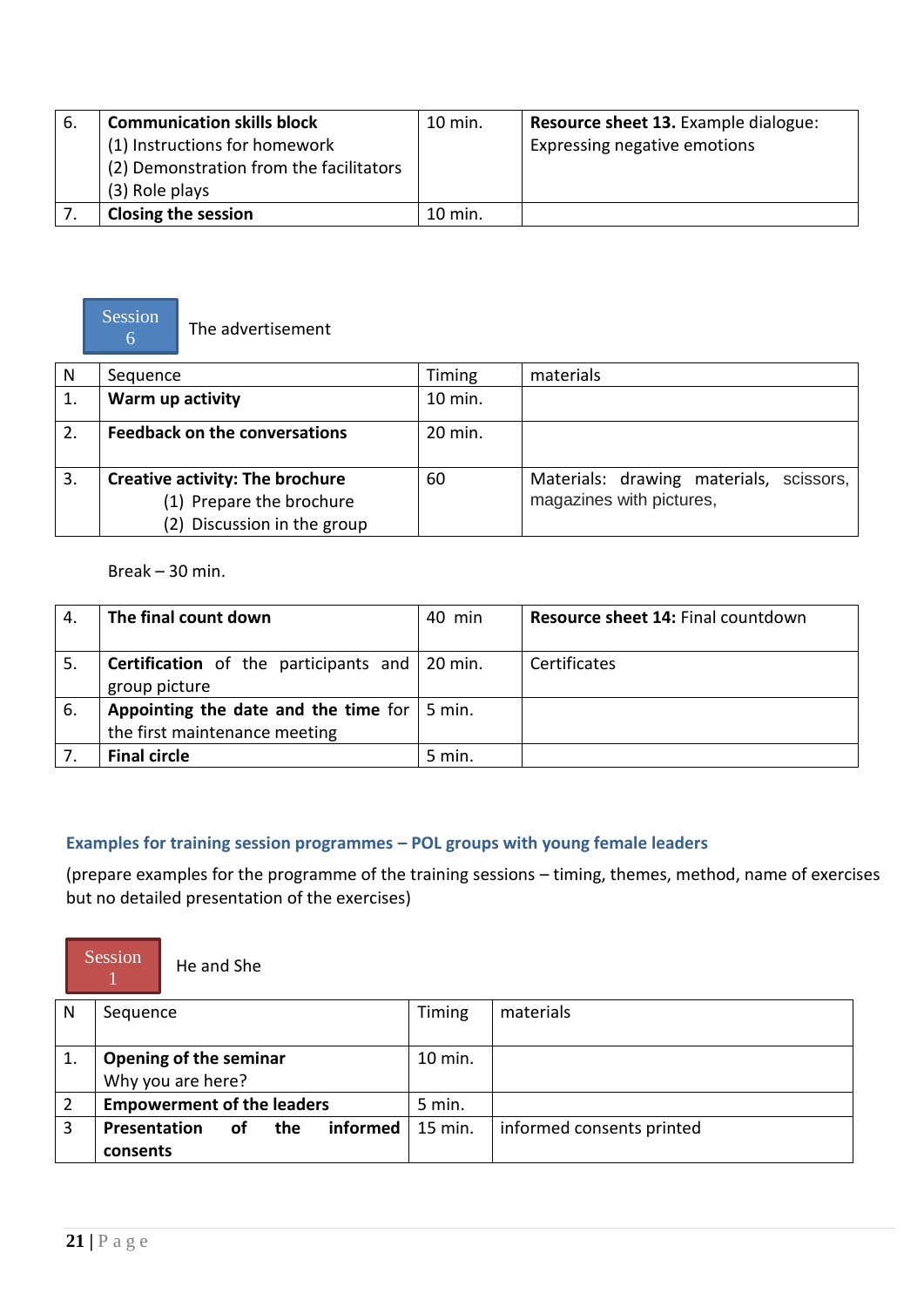| | | | |
|---|---|---|---|
| 6. | **Communication skills block**<br>(1) Instructions for homework<br>(2) Demonstration from the facilitators<br>(3) Role plays | 10 min. | **Resource sheet 13.** Example dialogue: Expressing negative emotions |
| 7. | **Closing the session** | 10 min. | |

**Session 6** The advertisement

| N | Sequence | Timing | materials |
|---|---|---|---|
| 1. | **Warm up activity** | 10 min. | |
| 2. | **Feedback on the conversations** | 20 min. | |
| 3. | **Creative activity: The brochure**<br>(1) Prepare the brochure<br>(2) Discussion in the group | 60 | Materials: drawing materials, scissors, magazines with pictures, |

Break – 30 min.

| | | | |
|---|---|---|---|
| 4. | **The final count down** | 40 min | **Resource sheet 14:** Final countdown |
| 5. | **Certification** of the participants and group picture | 20 min. | Certificates |
| 6. | **Appointing the date and the time** for the first maintenance meeting | 5 min. | |
| 7. | **Final circle** | 5 min. | |

## Examples for training session programmes – POL groups with young female leaders

(prepare examples for the programme of the training sessions – timing, themes, method, name of exercises but no detailed presentation of the exercises)

**Session 1** He and She

| N | Sequence | Timing | materials |
|---|---|---|---|
| 1. | **Opening of the seminar**<br>Why you are here? | 10 min. | |
| 2 | **Empowerment of the leaders** | 5 min. | |
| 3 | **Presentation of the informed consents** | 15 min. | informed consents printed |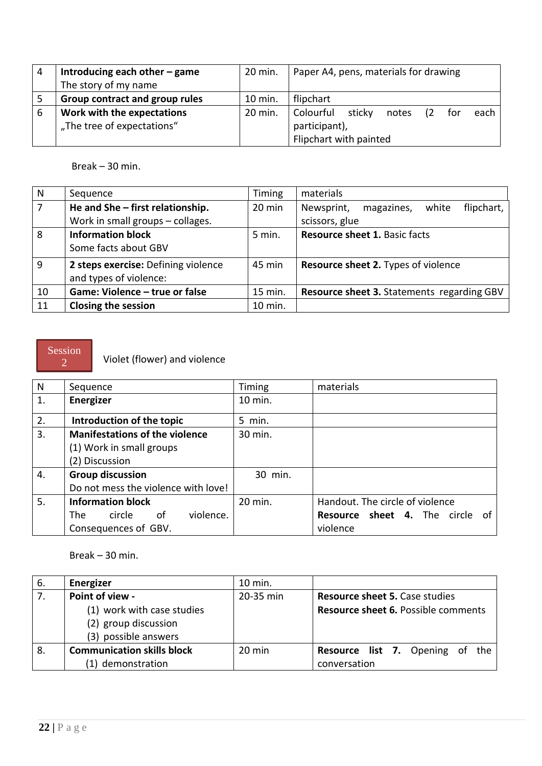| 4 | **Introducing each other – game** The story of my name | 20 min. | Paper A4, pens, materials for drawing |
|---|---|---|---|
| 5 | **Group contract and group rules** | 10 min. | flipchart |
| 6 | **Work with the expectations** „The tree of expectations“ | 20 min. | Colourful sticky notes (2 for each participant), Flipchart with painted |

Break – 30 min.

| N | Sequence | Timing | materials |
|---|---|---|---|
| 7 | **He and She – first relationship.** Work in small groups – collages. | 20 min | Newsprint, magazines, white flipchart, scissors, glue |
| 8 | **Information block** Some facts about GBV | 5 min. | **Resource sheet 1.** Basic facts |
| 9 | **2 steps exercise:** Defining violence and types of violence: | 45 min | **Resource sheet 2.** Types of violence |
| 10 | **Game: Violence – true or false** | 15 min. | **Resource sheet 3.** Statements regarding GBV |
| 11 | **Closing the session** | 10 min. | |

## Session 2

Violet (flower) and violence

| N | Sequence | Timing | materials |
|---|---|---|---|
| 1. | **Energizer** | 10 min. | |
| 2. | **Introduction of the topic** | 5 min. | |
| 3. | **Manifestations of the violence** (1) Work in small groups (2) Discussion | 30 min. | |
| 4. | **Group discussion** Do not mess the violence with love! | 30 min. | |
| 5. | **Information block** The circle of violence. Consequences of GBV. | 20 min. | Handout. The circle of violence **Resource sheet 4.** The circle of violence |

Break – 30 min.

| 6. | **Energizer** | 10 min. | |
|---|---|---|---|
| 7. | **Point of view -** (1) work with case studies (2) group discussion (3) possible answers | 20-35 min | **Resource sheet 5.** Case studies **Resource sheet 6.** Possible comments |
| 8. | **Communication skills block** (1) demonstration | 20 min | **Resource list 7.** Opening of the conversation |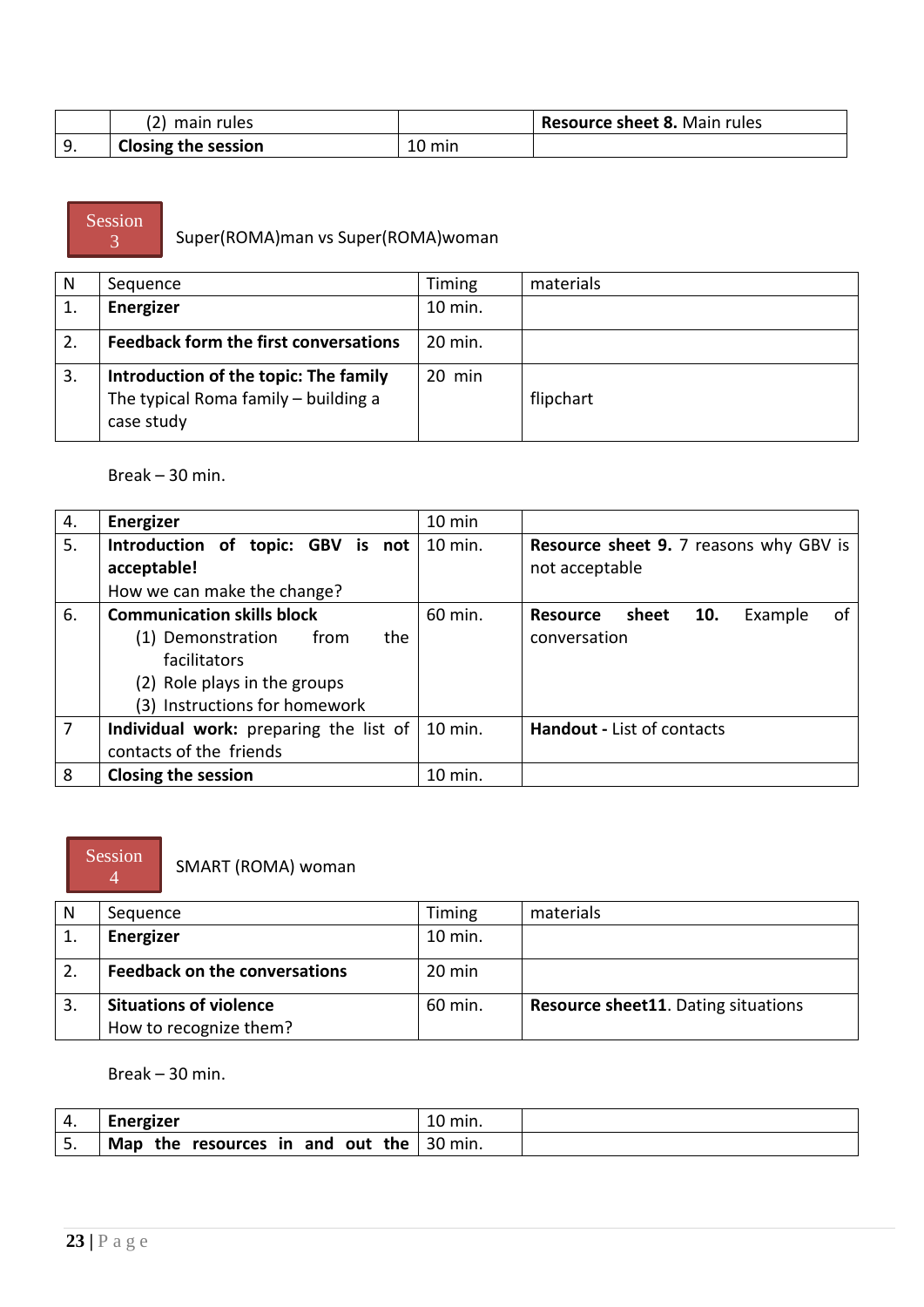| | (2) main rules | | **Resource sheet 8.** Main rules |
|---|---|---|---|
| 9. | **Closing the session** | 10 min | |

## Session 3 Super(ROMA)man vs Super(ROMA)woman

| N | Sequence | Timing | materials |
|---|---|---|---|
| 1. | **Energizer** | 10 min. | |
| 2. | **Feedback form the first conversations** | 20 min. | |
| 3. | **Introduction of the topic: The family** The typical Roma family – building a case study | 20 min | flipchart |

Break – 30 min.

| N | Sequence | Timing | materials |
|---|---|---|---|
| 4. | **Energizer** | 10 min | |
| 5. | **Introduction of topic: GBV is not acceptable!** How we can make the change? | 10 min. | **Resource sheet 9.** 7 reasons why GBV is not acceptable |
| 6. | **Communication skills block** (1) Demonstration from the facilitators (2) Role plays in the groups (3) Instructions for homework | 60 min. | **Resource sheet 10.** Example of conversation |
| 7 | **Individual work:** preparing the list of contacts of the friends | 10 min. | **Handout -** List of contacts |
| 8 | **Closing the session** | 10 min. | |

## Session 4 SMART (ROMA) woman

| N | Sequence | Timing | materials |
|---|---|---|---|
| 1. | **Energizer** | 10 min. | |
| 2. | **Feedback on the conversations** | 20 min | |
| 3. | **Situations of violence** How to recognize them? | 60 min. | **Resource sheet11**. Dating situations |

Break – 30 min.

| N | Sequence | Timing | materials |
|---|---|---|---|
| 4. | **Energizer** | 10 min. | |
| 5. | **Map the resources in and out the** | 30 min. | |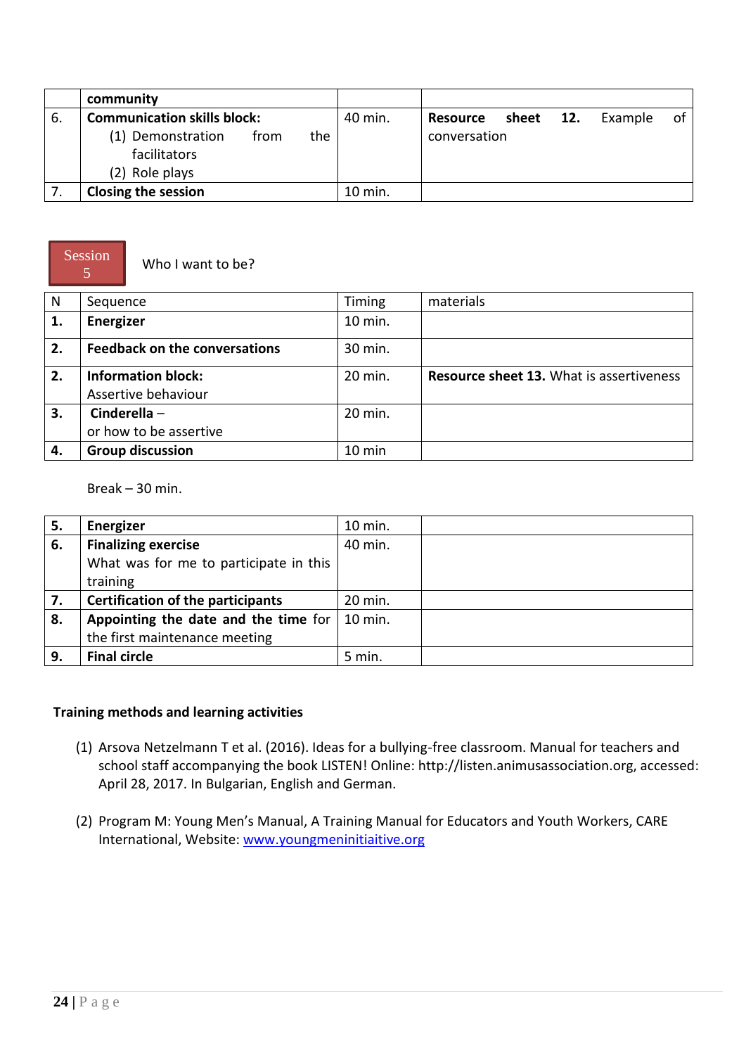| | | | |
|---|---|---|---|
| | **community** | | |
| 6. | **Communication skills block:**<br>(1) Demonstration from the facilitators<br>(2) Role plays | 40 min. | **Resource sheet 12.** Example of conversation |
| 7. | **Closing the session** | 10 min. | |

**Session 5** Who I want to be?

| N | Sequence | Timing | materials |
|---|---|---|---|
| **1.** | **Energizer** | 10 min. | |
| **2.** | **Feedback on the conversations** | 30 min. | |
| **2.** | **Information block:**<br>Assertive behaviour | 20 min. | **Resource sheet 13.** What is assertiveness |
| **3.** | **Cinderella** –<br>or how to be assertive | 20 min. | |
| **4.** | **Group discussion** | 10 min | |

Break – 30 min.

| | | | |
|---|---|---|---|
| **5.** | **Energizer** | 10 min. | |
| **6.** | **Finalizing exercise**<br>What was for me to participate in this training | 40 min. | |
| **7.** | **Certification of the participants** | 20 min. | |
| **8.** | **Appointing the date and the time** for the first maintenance meeting | 10 min. | |
| **9.** | **Final circle** | 5 min. | |

**Training methods and learning activities**

(1) Arsova Netzelmann T et al. (2016). Ideas for a bullying-free classroom. Manual for teachers and school staff accompanying the book LISTEN! Online: http://listen.animusassociation.org, accessed: April 28, 2017. In Bulgarian, English and German.

(2) Program M: Young Men's Manual, A Training Manual for Educators and Youth Workers, CARE International, Website: [www.youngmeninitiaitive.org](www.youngmeninitiaitive.org)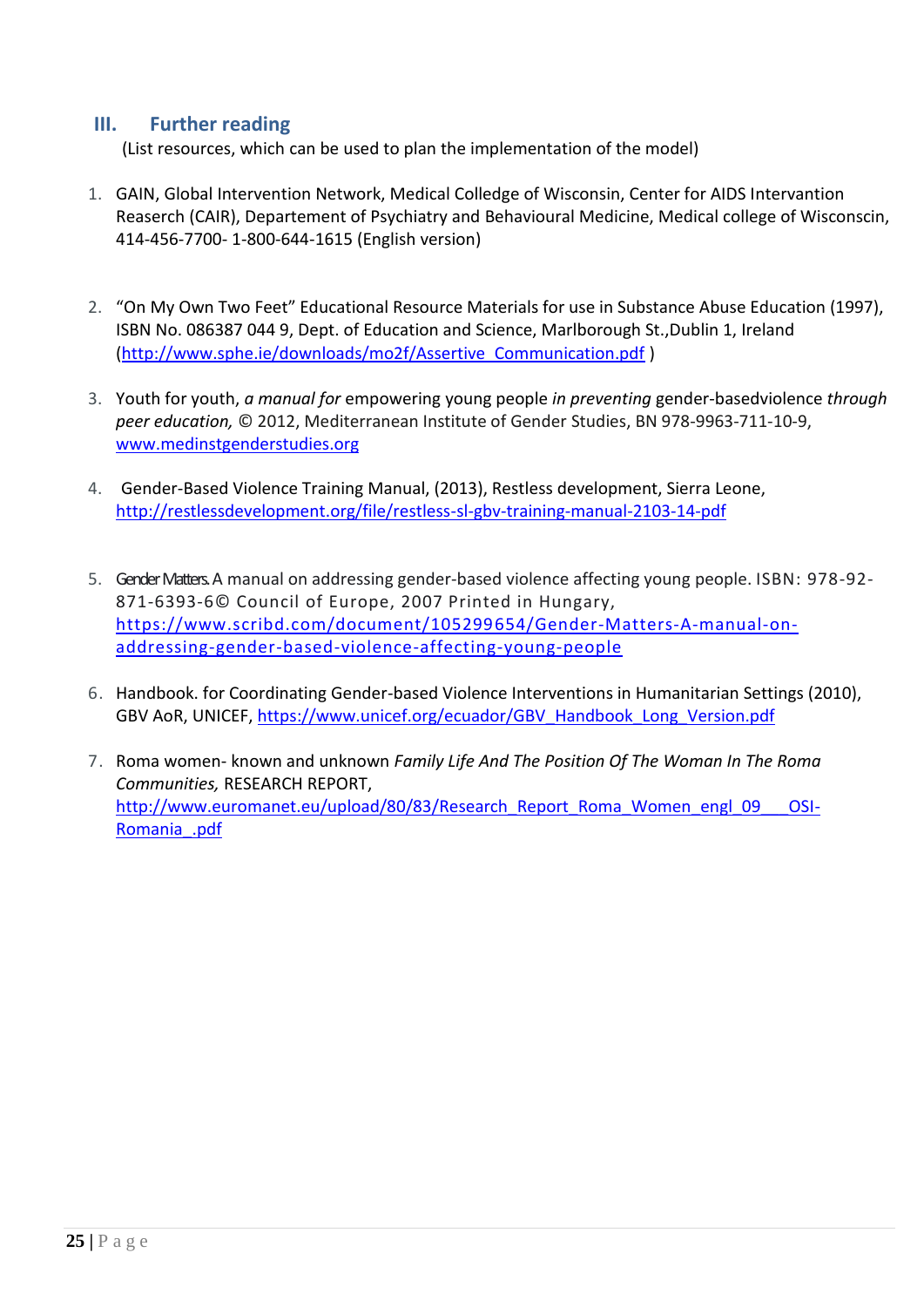## III. Further reading

(List resources, which can be used to plan the implementation of the model)

1. GAIN, Global Intervention Network, Medical Colledge of Wisconsin, Center for AIDS Intervantion Reaserch (CAIR), Departement of Psychiatry and Behavioural Medicine, Medical college of Wisconscin, 414-456-7700- 1-800-644-1615 (English version)

2. "On My Own Two Feet" Educational Resource Materials for use in Substance Abuse Education (1997), ISBN No. 086387 044 9, Dept. of Education and Science, Marlborough St.,Dublin 1, Ireland (http://www.sphe.ie/downloads/mo2f/Assertive_Communication.pdf )

3. Youth for youth, *a manual for* empowering young people *in preventing* gender-basedviolence *through peer education,* © 2012, Mediterranean Institute of Gender Studies, BN 978-9963-711-10-9, www.medinstgenderstudies.org

4. Gender-Based Violence Training Manual, (2013), Restless development, Sierra Leone, http://restlessdevelopment.org/file/restless-sl-gbv-training-manual-2103-14-pdf

5. Gender Matters. A manual on addressing gender-based violence affecting young people. ISBN: 978-92-871-6393-6© Council of Europe, 2007 Printed in Hungary, https://www.scribd.com/document/105299654/Gender-Matters-A-manual-on-addressing-gender-based-violence-affecting-young-people

6. Handbook. for Coordinating Gender-based Violence Interventions in Humanitarian Settings (2010), GBV AoR, UNICEF, https://www.unicef.org/ecuador/GBV_Handbook_Long_Version.pdf

7. Roma women- known and unknown *Family Life And The Position Of The Woman In The Roma Communities,* RESEARCH REPORT, http://www.euromanet.eu/upload/80/83/Research_Report_Roma_Women_engl_09___OSI-Romania_.pdf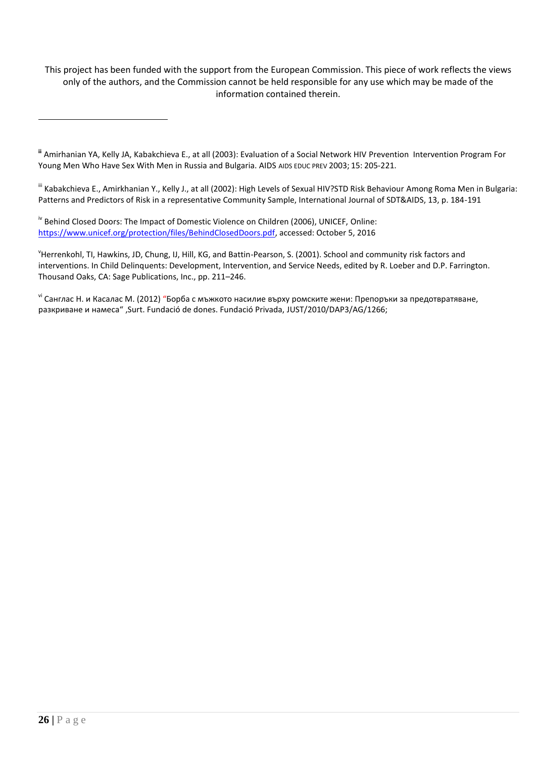This project has been funded with the support from the European Commission. This piece of work reflects the views only of the authors, and the Commission cannot be held responsible for any use which may be made of the information contained therein.

---

[ii] Amirhanian YA, Kelly JA, Kabakchieva E., at all (2003): Evaluation of a Social Network HIV Prevention Intervention Program For Young Men Who Have Sex With Men in Russia and Bulgaria. AIDS AIDS EDUC PREV 2003; 15: 205-221.

[iii] Kabakchieva E., Amirkhanian Y., Kelly J., at all (2002): High Levels of Sexual HIV?STD Risk Behaviour Among Roma Men in Bulgaria: Patterns and Predictors of Risk in a representative Community Sample, International Journal of SDT&AIDS, 13, p. 184-191

[iv] Behind Closed Doors: The Impact of Domestic Violence on Children (2006), UNICEF, Online: https://www.unicef.org/protection/files/BehindClosedDoors.pdf, accessed: October 5, 2016

[v] Herrenkohl, TI, Hawkins, JD, Chung, IJ, Hill, KG, and Battin-Pearson, S. (2001). School and community risk factors and interventions. In Child Delinquents: Development, Intervention, and Service Needs, edited by R. Loeber and D.P. Farrington. Thousand Oaks, CA: Sage Publications, Inc., pp. 211–246.

[vi] Санглас Н. и Касалас М. (2012) "Борба с мъжкото насилие върху ромските жени: Препоръки за предотвратяване, разкриване и намеса" ,Surt. Fundació de dones. Fundació Privada, JUST/2010/DAP3/AG/1266;